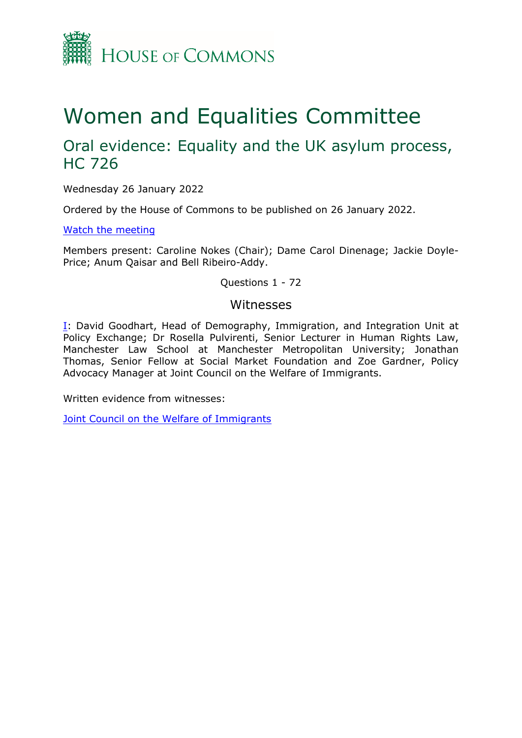HOUSE OF COMMONS

# Women and Equalities Committee

## Oral evidence: Equality and the UK asylum process, HC 726

Wednesday 26 January 2022

Ordered by the House of Commons to be published on 26 January 2022.

[Watch the meeting]

Members present: Caroline Nokes (Chair); Dame Carol Dinenage; Jackie Doyle-Price; Anum Qaisar and Bell Ribeiro-Addy.

Questions 1 - 72

### Witnesses

[I]: David Goodhart, Head of Demography, Immigration, and Integration Unit at Policy Exchange; Dr Rosella Pulvirenti, Senior Lecturer in Human Rights Law, Manchester Law School at Manchester Metropolitan University; Jonathan Thomas, Senior Fellow at Social Market Foundation and Zoe Gardner, Policy Advocacy Manager at Joint Council on the Welfare of Immigrants.

Written evidence from witnesses:

[Joint Council on the Welfare of Immigrants]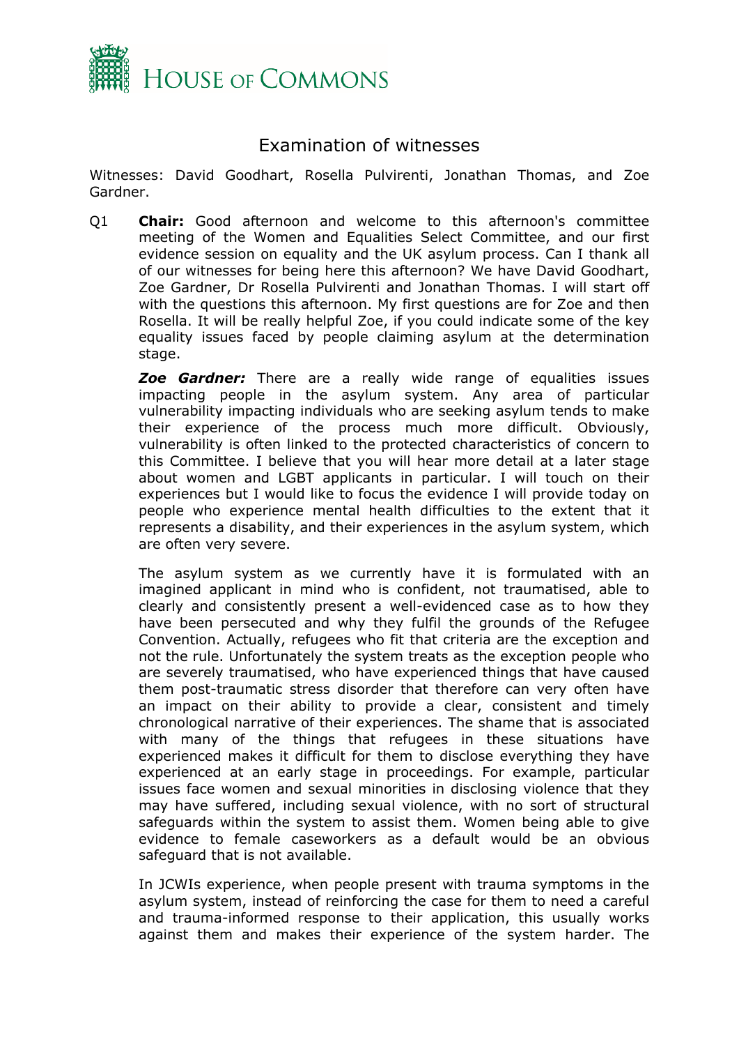# Examination of witnesses

Witnesses: David Goodhart, Rosella Pulvirenti, Jonathan Thomas, and Zoe Gardner.

Q1 **Chair:** Good afternoon and welcome to this afternoon's committee meeting of the Women and Equalities Select Committee, and our first evidence session on equality and the UK asylum process. Can I thank all of our witnesses for being here this afternoon? We have David Goodhart, Zoe Gardner, Dr Rosella Pulvirenti and Jonathan Thomas. I will start off with the questions this afternoon. My first questions are for Zoe and then Rosella. It will be really helpful Zoe, if you could indicate some of the key equality issues faced by people claiming asylum at the determination stage.

***Zoe Gardner:*** There are a really wide range of equalities issues impacting people in the asylum system. Any area of particular vulnerability impacting individuals who are seeking asylum tends to make their experience of the process much more difficult. Obviously, vulnerability is often linked to the protected characteristics of concern to this Committee. I believe that you will hear more detail at a later stage about women and LGBT applicants in particular. I will touch on their experiences but I would like to focus the evidence I will provide today on people who experience mental health difficulties to the extent that it represents a disability, and their experiences in the asylum system, which are often very severe.

The asylum system as we currently have it is formulated with an imagined applicant in mind who is confident, not traumatised, able to clearly and consistently present a well-evidenced case as to how they have been persecuted and why they fulfil the grounds of the Refugee Convention. Actually, refugees who fit that criteria are the exception and not the rule. Unfortunately the system treats as the exception people who are severely traumatised, who have experienced things that have caused them post-traumatic stress disorder that therefore can very often have an impact on their ability to provide a clear, consistent and timely chronological narrative of their experiences. The shame that is associated with many of the things that refugees in these situations have experienced makes it difficult for them to disclose everything they have experienced at an early stage in proceedings. For example, particular issues face women and sexual minorities in disclosing violence that they may have suffered, including sexual violence, with no sort of structural safeguards within the system to assist them. Women being able to give evidence to female caseworkers as a default would be an obvious safeguard that is not available.

In JCWIs experience, when people present with trauma symptoms in the asylum system, instead of reinforcing the case for them to need a careful and trauma-informed response to their application, this usually works against them and makes their experience of the system harder. The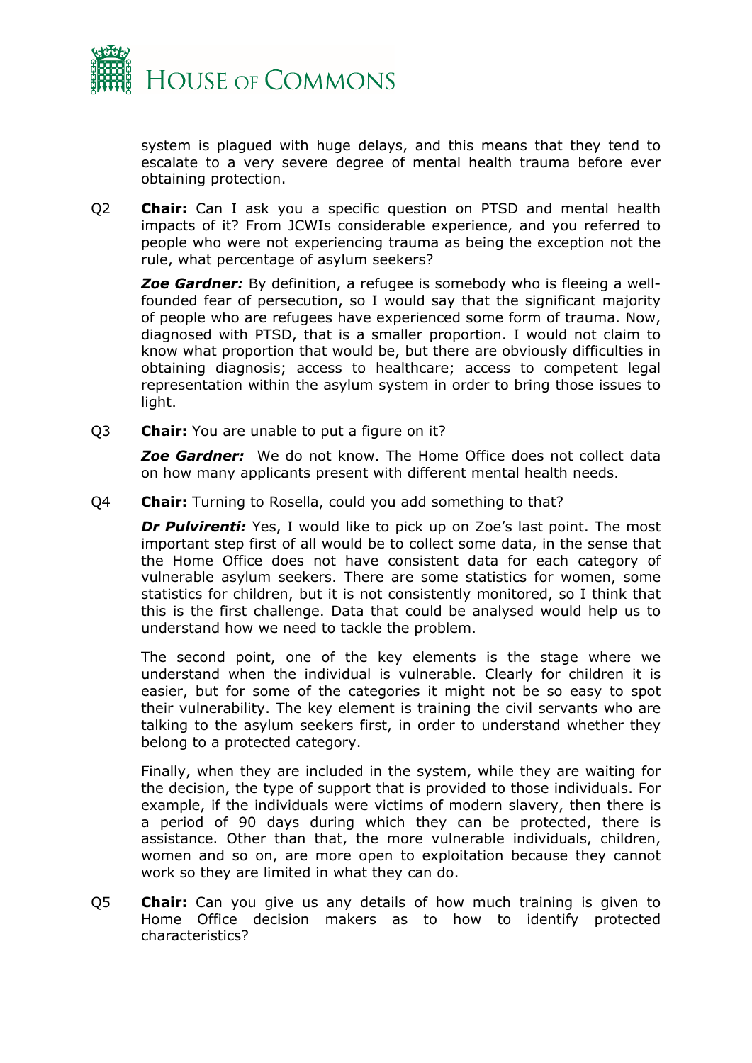system is plagued with huge delays, and this means that they tend to escalate to a very severe degree of mental health trauma before ever obtaining protection.

Q2 **Chair:** Can I ask you a specific question on PTSD and mental health impacts of it? From JCWIs considerable experience, and you referred to people who were not experiencing trauma as being the exception not the rule, what percentage of asylum seekers?

***Zoe Gardner:*** By definition, a refugee is somebody who is fleeing a well-founded fear of persecution, so I would say that the significant majority of people who are refugees have experienced some form of trauma. Now, diagnosed with PTSD, that is a smaller proportion. I would not claim to know what proportion that would be, but there are obviously difficulties in obtaining diagnosis; access to healthcare; access to competent legal representation within the asylum system in order to bring those issues to light.

Q3 **Chair:** You are unable to put a figure on it?

***Zoe Gardner:*** We do not know. The Home Office does not collect data on how many applicants present with different mental health needs.

Q4 **Chair:** Turning to Rosella, could you add something to that?

***Dr Pulvirenti:*** Yes, I would like to pick up on Zoe's last point. The most important step first of all would be to collect some data, in the sense that the Home Office does not have consistent data for each category of vulnerable asylum seekers. There are some statistics for women, some statistics for children, but it is not consistently monitored, so I think that this is the first challenge. Data that could be analysed would help us to understand how we need to tackle the problem.

The second point, one of the key elements is the stage where we understand when the individual is vulnerable. Clearly for children it is easier, but for some of the categories it might not be so easy to spot their vulnerability. The key element is training the civil servants who are talking to the asylum seekers first, in order to understand whether they belong to a protected category.

Finally, when they are included in the system, while they are waiting for the decision, the type of support that is provided to those individuals. For example, if the individuals were victims of modern slavery, then there is a period of 90 days during which they can be protected, there is assistance. Other than that, the more vulnerable individuals, children, women and so on, are more open to exploitation because they cannot work so they are limited in what they can do.

Q5 **Chair:** Can you give us any details of how much training is given to Home Office decision makers as to how to identify protected characteristics?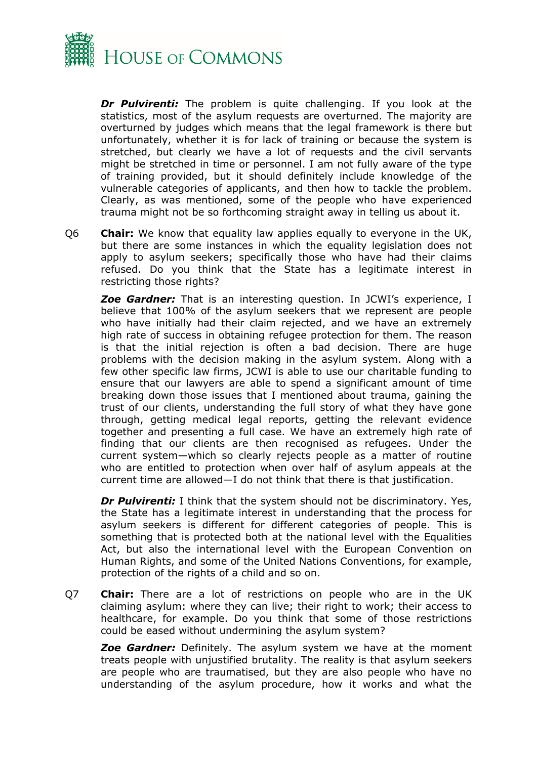***Dr Pulvirenti:*** The problem is quite challenging. If you look at the statistics, most of the asylum requests are overturned. The majority are overturned by judges which means that the legal framework is there but unfortunately, whether it is for lack of training or because the system is stretched, but clearly we have a lot of requests and the civil servants might be stretched in time or personnel. I am not fully aware of the type of training provided, but it should definitely include knowledge of the vulnerable categories of applicants, and then how to tackle the problem. Clearly, as was mentioned, some of the people who have experienced trauma might not be so forthcoming straight away in telling us about it.

Q6 **Chair:** We know that equality law applies equally to everyone in the UK, but there are some instances in which the equality legislation does not apply to asylum seekers; specifically those who have had their claims refused. Do you think that the State has a legitimate interest in restricting those rights?

***Zoe Gardner:*** That is an interesting question. In JCWI's experience, I believe that 100% of the asylum seekers that we represent are people who have initially had their claim rejected, and we have an extremely high rate of success in obtaining refugee protection for them. The reason is that the initial rejection is often a bad decision. There are huge problems with the decision making in the asylum system. Along with a few other specific law firms, JCWI is able to use our charitable funding to ensure that our lawyers are able to spend a significant amount of time breaking down those issues that I mentioned about trauma, gaining the trust of our clients, understanding the full story of what they have gone through, getting medical legal reports, getting the relevant evidence together and presenting a full case. We have an extremely high rate of finding that our clients are then recognised as refugees. Under the current system—which so clearly rejects people as a matter of routine who are entitled to protection when over half of asylum appeals at the current time are allowed—I do not think that there is that justification.

***Dr Pulvirenti:*** I think that the system should not be discriminatory. Yes, the State has a legitimate interest in understanding that the process for asylum seekers is different for different categories of people. This is something that is protected both at the national level with the Equalities Act, but also the international level with the European Convention on Human Rights, and some of the United Nations Conventions, for example, protection of the rights of a child and so on.

Q7 **Chair:** There are a lot of restrictions on people who are in the UK claiming asylum: where they can live; their right to work; their access to healthcare, for example. Do you think that some of those restrictions could be eased without undermining the asylum system?

***Zoe Gardner:*** Definitely. The asylum system we have at the moment treats people with unjustified brutality. The reality is that asylum seekers are people who are traumatised, but they are also people who have no understanding of the asylum procedure, how it works and what the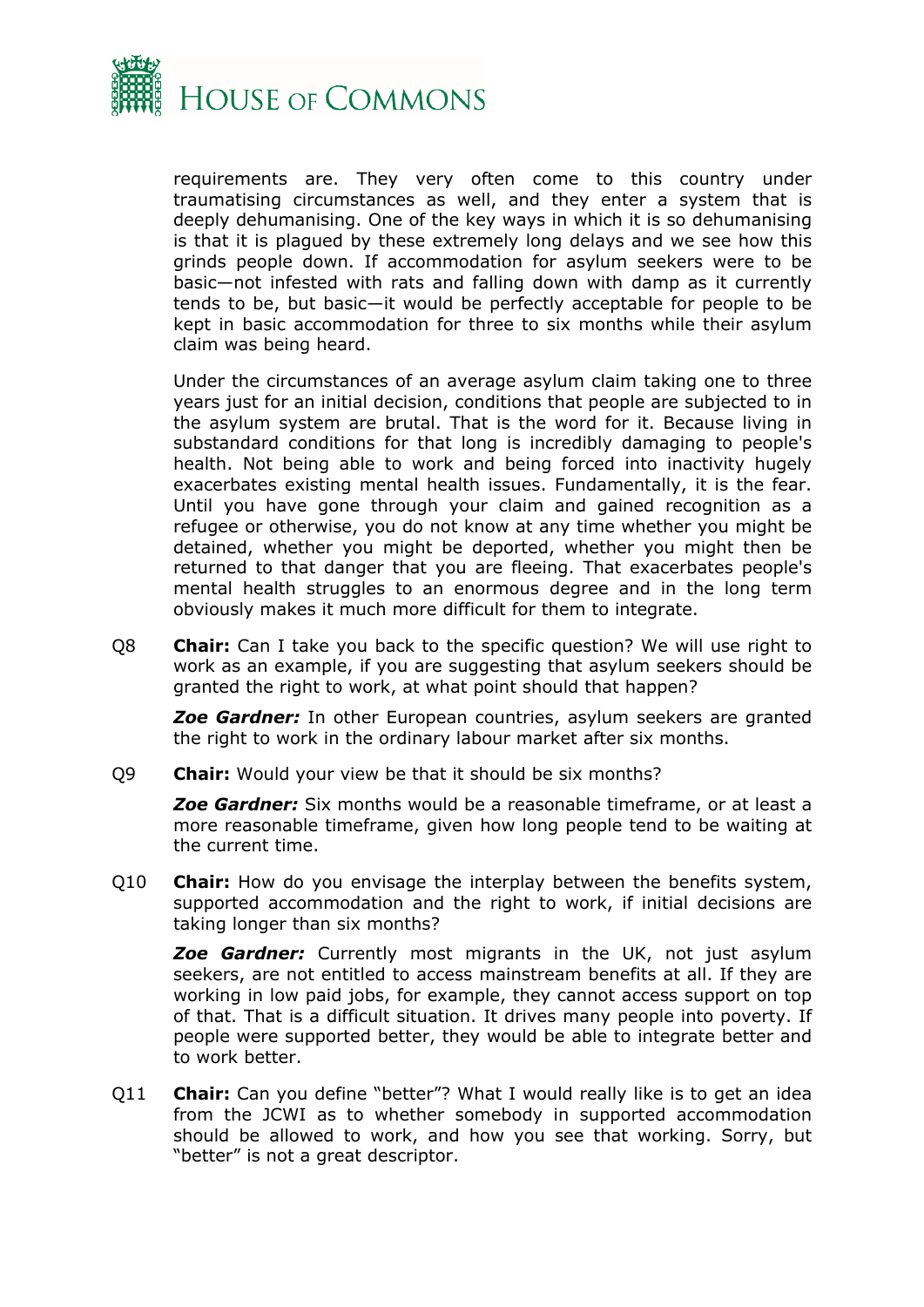requirements are. They very often come to this country under traumatising circumstances as well, and they enter a system that is deeply dehumanising. One of the key ways in which it is so dehumanising is that it is plagued by these extremely long delays and we see how this grinds people down. If accommodation for asylum seekers were to be basic—not infested with rats and falling down with damp as it currently tends to be, but basic—it would be perfectly acceptable for people to be kept in basic accommodation for three to six months while their asylum claim was being heard.

Under the circumstances of an average asylum claim taking one to three years just for an initial decision, conditions that people are subjected to in the asylum system are brutal. That is the word for it. Because living in substandard conditions for that long is incredibly damaging to people's health. Not being able to work and being forced into inactivity hugely exacerbates existing mental health issues. Fundamentally, it is the fear. Until you have gone through your claim and gained recognition as a refugee or otherwise, you do not know at any time whether you might be detained, whether you might be deported, whether you might then be returned to that danger that you are fleeing. That exacerbates people's mental health struggles to an enormous degree and in the long term obviously makes it much more difficult for them to integrate.

Q8 **Chair:** Can I take you back to the specific question? We will use right to work as an example, if you are suggesting that asylum seekers should be granted the right to work, at what point should that happen?

***Zoe Gardner:*** In other European countries, asylum seekers are granted the right to work in the ordinary labour market after six months.

Q9 **Chair:** Would your view be that it should be six months?

***Zoe Gardner:*** Six months would be a reasonable timeframe, or at least a more reasonable timeframe, given how long people tend to be waiting at the current time.

Q10 **Chair:** How do you envisage the interplay between the benefits system, supported accommodation and the right to work, if initial decisions are taking longer than six months?

***Zoe Gardner:*** Currently most migrants in the UK, not just asylum seekers, are not entitled to access mainstream benefits at all. If they are working in low paid jobs, for example, they cannot access support on top of that. That is a difficult situation. It drives many people into poverty. If people were supported better, they would be able to integrate better and to work better.

Q11 **Chair:** Can you define "better"? What I would really like is to get an idea from the JCWI as to whether somebody in supported accommodation should be allowed to work, and how you see that working. Sorry, but "better" is not a great descriptor.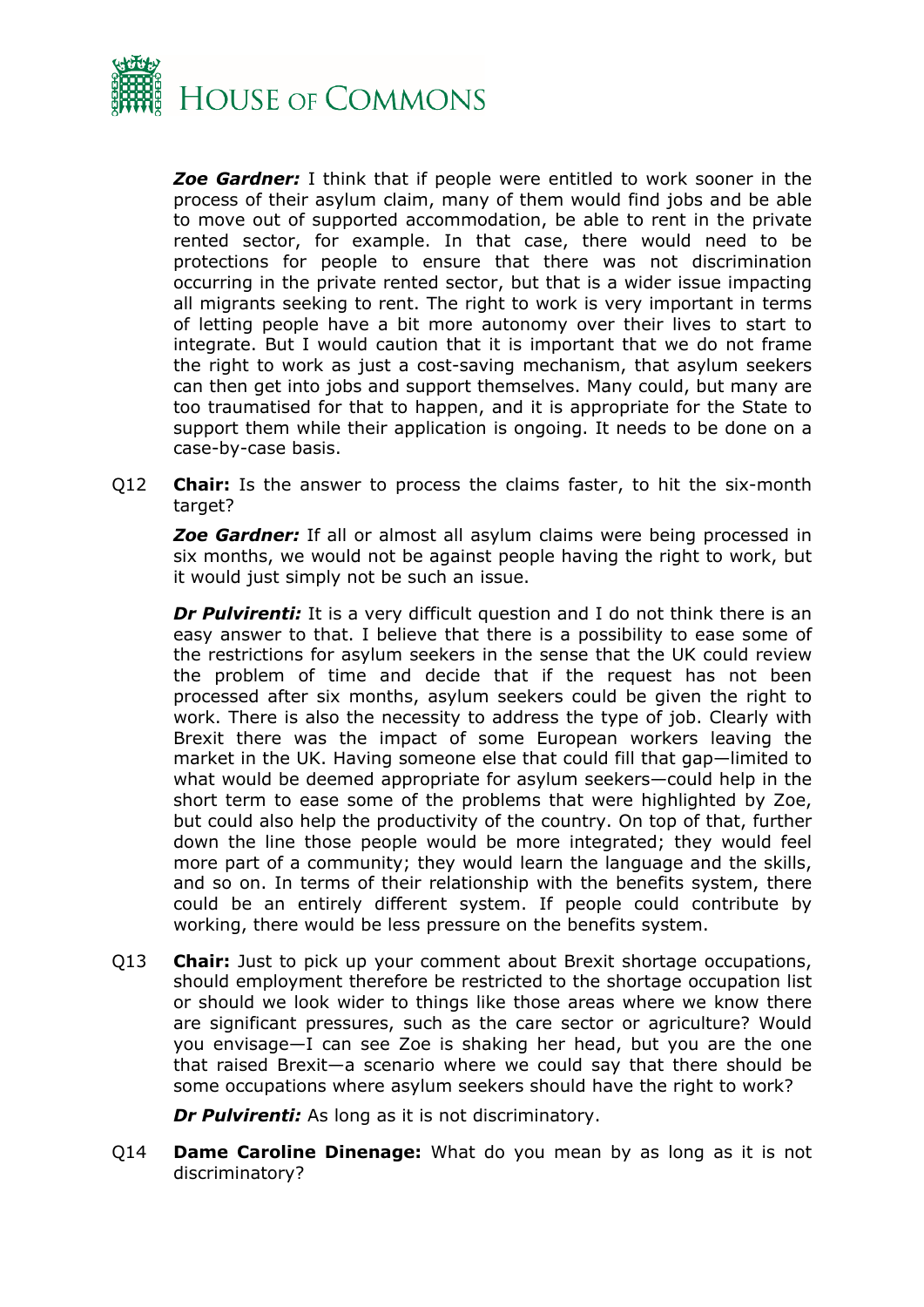***Zoe Gardner:*** I think that if people were entitled to work sooner in the process of their asylum claim, many of them would find jobs and be able to move out of supported accommodation, be able to rent in the private rented sector, for example. In that case, there would need to be protections for people to ensure that there was not discrimination occurring in the private rented sector, but that is a wider issue impacting all migrants seeking to rent. The right to work is very important in terms of letting people have a bit more autonomy over their lives to start to integrate. But I would caution that it is important that we do not frame the right to work as just a cost-saving mechanism, that asylum seekers can then get into jobs and support themselves. Many could, but many are too traumatised for that to happen, and it is appropriate for the State to support them while their application is ongoing. It needs to be done on a case-by-case basis.

Q12 **Chair:** Is the answer to process the claims faster, to hit the six-month target?

***Zoe Gardner:*** If all or almost all asylum claims were being processed in six months, we would not be against people having the right to work, but it would just simply not be such an issue.

***Dr Pulvirenti:*** It is a very difficult question and I do not think there is an easy answer to that. I believe that there is a possibility to ease some of the restrictions for asylum seekers in the sense that the UK could review the problem of time and decide that if the request has not been processed after six months, asylum seekers could be given the right to work. There is also the necessity to address the type of job. Clearly with Brexit there was the impact of some European workers leaving the market in the UK. Having someone else that could fill that gap—limited to what would be deemed appropriate for asylum seekers—could help in the short term to ease some of the problems that were highlighted by Zoe, but could also help the productivity of the country. On top of that, further down the line those people would be more integrated; they would feel more part of a community; they would learn the language and the skills, and so on. In terms of their relationship with the benefits system, there could be an entirely different system. If people could contribute by working, there would be less pressure on the benefits system.

Q13 **Chair:** Just to pick up your comment about Brexit shortage occupations, should employment therefore be restricted to the shortage occupation list or should we look wider to things like those areas where we know there are significant pressures, such as the care sector or agriculture? Would you envisage—I can see Zoe is shaking her head, but you are the one that raised Brexit—a scenario where we could say that there should be some occupations where asylum seekers should have the right to work?

***Dr Pulvirenti:*** As long as it is not discriminatory.

Q14 **Dame Caroline Dinenage:** What do you mean by as long as it is not discriminatory?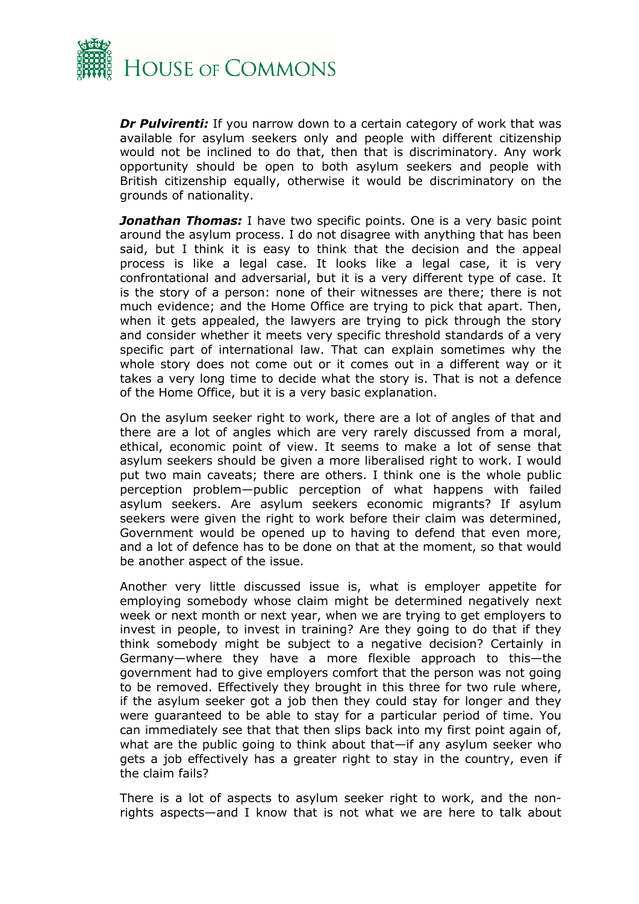***Dr Pulvirenti:*** If you narrow down to a certain category of work that was available for asylum seekers only and people with different citizenship would not be inclined to do that, then that is discriminatory. Any work opportunity should be open to both asylum seekers and people with British citizenship equally, otherwise it would be discriminatory on the grounds of nationality.

***Jonathan Thomas:*** I have two specific points. One is a very basic point around the asylum process. I do not disagree with anything that has been said, but I think it is easy to think that the decision and the appeal process is like a legal case. It looks like a legal case, it is very confrontational and adversarial, but it is a very different type of case. It is the story of a person: none of their witnesses are there; there is not much evidence; and the Home Office are trying to pick that apart. Then, when it gets appealed, the lawyers are trying to pick through the story and consider whether it meets very specific threshold standards of a very specific part of international law. That can explain sometimes why the whole story does not come out or it comes out in a different way or it takes a very long time to decide what the story is. That is not a defence of the Home Office, but it is a very basic explanation.

On the asylum seeker right to work, there are a lot of angles of that and there are a lot of angles which are very rarely discussed from a moral, ethical, economic point of view. It seems to make a lot of sense that asylum seekers should be given a more liberalised right to work. I would put two main caveats; there are others. I think one is the whole public perception problem—public perception of what happens with failed asylum seekers. Are asylum seekers economic migrants? If asylum seekers were given the right to work before their claim was determined, Government would be opened up to having to defend that even more, and a lot of defence has to be done on that at the moment, so that would be another aspect of the issue.

Another very little discussed issue is, what is employer appetite for employing somebody whose claim might be determined negatively next week or next month or next year, when we are trying to get employers to invest in people, to invest in training? Are they going to do that if they think somebody might be subject to a negative decision? Certainly in Germany—where they have a more flexible approach to this—the government had to give employers comfort that the person was not going to be removed. Effectively they brought in this three for two rule where, if the asylum seeker got a job then they could stay for longer and they were guaranteed to be able to stay for a particular period of time. You can immediately see that that then slips back into my first point again of, what are the public going to think about that—if any asylum seeker who gets a job effectively has a greater right to stay in the country, even if the claim fails?

There is a lot of aspects to asylum seeker right to work, and the non-rights aspects—and I know that is not what we are here to talk about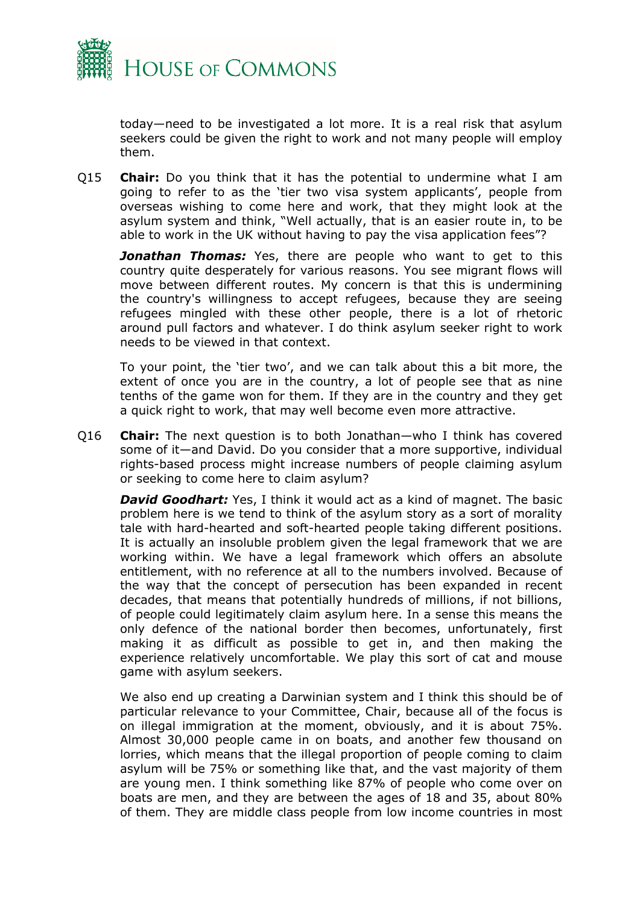today—need to be investigated a lot more. It is a real risk that asylum seekers could be given the right to work and not many people will employ them.

Q15 **Chair:** Do you think that it has the potential to undermine what I am going to refer to as the 'tier two visa system applicants', people from overseas wishing to come here and work, that they might look at the asylum system and think, "Well actually, that is an easier route in, to be able to work in the UK without having to pay the visa application fees"?

***Jonathan Thomas:*** Yes, there are people who want to get to this country quite desperately for various reasons. You see migrant flows will move between different routes. My concern is that this is undermining the country's willingness to accept refugees, because they are seeing refugees mingled with these other people, there is a lot of rhetoric around pull factors and whatever. I do think asylum seeker right to work needs to be viewed in that context.

To your point, the 'tier two', and we can talk about this a bit more, the extent of once you are in the country, a lot of people see that as nine tenths of the game won for them. If they are in the country and they get a quick right to work, that may well become even more attractive.

Q16 **Chair:** The next question is to both Jonathan—who I think has covered some of it—and David. Do you consider that a more supportive, individual rights-based process might increase numbers of people claiming asylum or seeking to come here to claim asylum?

***David Goodhart:*** Yes, I think it would act as a kind of magnet. The basic problem here is we tend to think of the asylum story as a sort of morality tale with hard-hearted and soft-hearted people taking different positions. It is actually an insoluble problem given the legal framework that we are working within. We have a legal framework which offers an absolute entitlement, with no reference at all to the numbers involved. Because of the way that the concept of persecution has been expanded in recent decades, that means that potentially hundreds of millions, if not billions, of people could legitimately claim asylum here. In a sense this means the only defence of the national border then becomes, unfortunately, first making it as difficult as possible to get in, and then making the experience relatively uncomfortable. We play this sort of cat and mouse game with asylum seekers.

We also end up creating a Darwinian system and I think this should be of particular relevance to your Committee, Chair, because all of the focus is on illegal immigration at the moment, obviously, and it is about 75%. Almost 30,000 people came in on boats, and another few thousand on lorries, which means that the illegal proportion of people coming to claim asylum will be 75% or something like that, and the vast majority of them are young men. I think something like 87% of people who come over on boats are men, and they are between the ages of 18 and 35, about 80% of them. They are middle class people from low income countries in most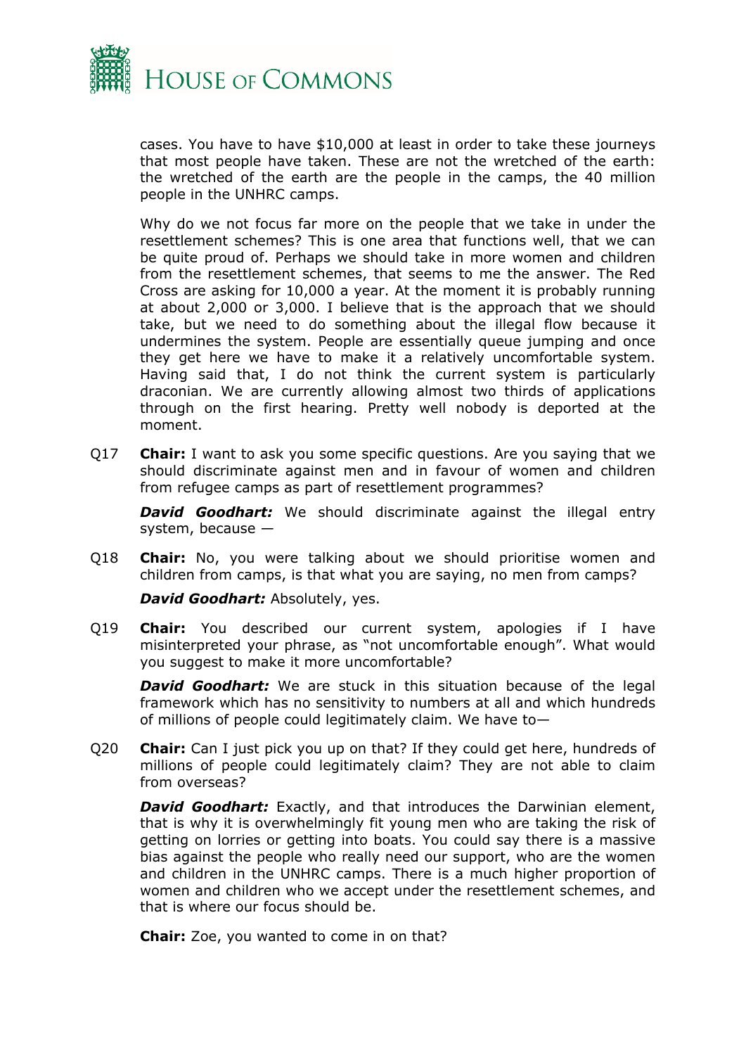cases. You have to have $10,000 at least in order to take these journeys that most people have taken. These are not the wretched of the earth: the wretched of the earth are the people in the camps, the 40 million people in the UNHRC camps.

Why do we not focus far more on the people that we take in under the resettlement schemes? This is one area that functions well, that we can be quite proud of. Perhaps we should take in more women and children from the resettlement schemes, that seems to me the answer. The Red Cross are asking for 10,000 a year. At the moment it is probably running at about 2,000 or 3,000. I believe that is the approach that we should take, but we need to do something about the illegal flow because it undermines the system. People are essentially queue jumping and once they get here we have to make it a relatively uncomfortable system. Having said that, I do not think the current system is particularly draconian. We are currently allowing almost two thirds of applications through on the first hearing. Pretty well nobody is deported at the moment.

Q17 **Chair:** I want to ask you some specific questions. Are you saying that we should discriminate against men and in favour of women and children from refugee camps as part of resettlement programmes?

***David Goodhart:*** We should discriminate against the illegal entry system, because —

Q18 **Chair:** No, you were talking about we should prioritise women and children from camps, is that what you are saying, no men from camps?

***David Goodhart:*** Absolutely, yes.

Q19 **Chair:** You described our current system, apologies if I have misinterpreted your phrase, as "not uncomfortable enough". What would you suggest to make it more uncomfortable?

***David Goodhart:*** We are stuck in this situation because of the legal framework which has no sensitivity to numbers at all and which hundreds of millions of people could legitimately claim. We have to—

Q20 **Chair:** Can I just pick you up on that? If they could get here, hundreds of millions of people could legitimately claim? They are not able to claim from overseas?

***David Goodhart:*** Exactly, and that introduces the Darwinian element, that is why it is overwhelmingly fit young men who are taking the risk of getting on lorries or getting into boats. You could say there is a massive bias against the people who really need our support, who are the women and children in the UNHRC camps. There is a much higher proportion of women and children who we accept under the resettlement schemes, and that is where our focus should be.

**Chair:** Zoe, you wanted to come in on that?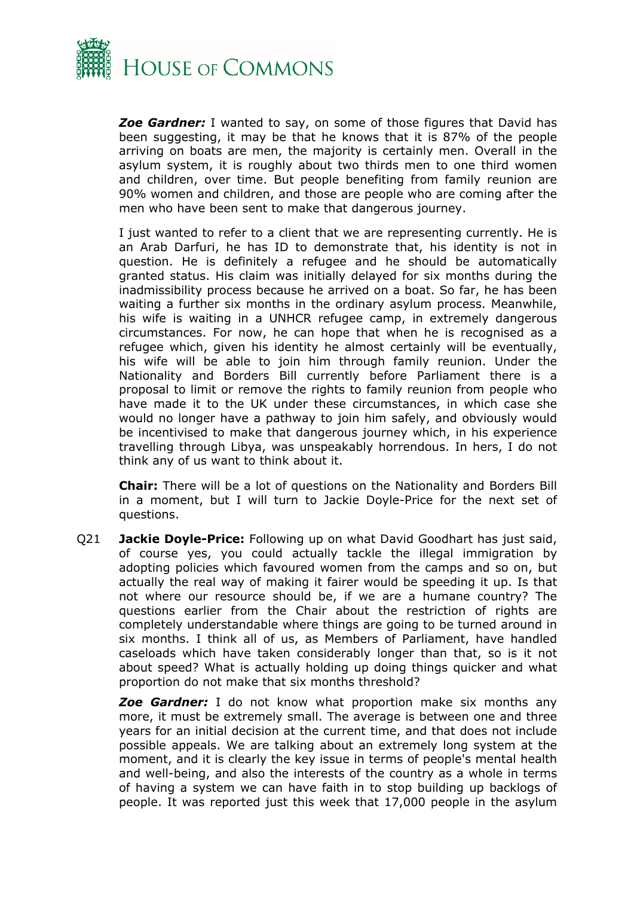***Zoe Gardner:*** I wanted to say, on some of those figures that David has been suggesting, it may be that he knows that it is 87% of the people arriving on boats are men, the majority is certainly men. Overall in the asylum system, it is roughly about two thirds men to one third women and children, over time. But people benefiting from family reunion are 90% women and children, and those are people who are coming after the men who have been sent to make that dangerous journey.

I just wanted to refer to a client that we are representing currently. He is an Arab Darfuri, he has ID to demonstrate that, his identity is not in question. He is definitely a refugee and he should be automatically granted status. His claim was initially delayed for six months during the inadmissibility process because he arrived on a boat. So far, he has been waiting a further six months in the ordinary asylum process. Meanwhile, his wife is waiting in a UNHCR refugee camp, in extremely dangerous circumstances. For now, he can hope that when he is recognised as a refugee which, given his identity he almost certainly will be eventually, his wife will be able to join him through family reunion. Under the Nationality and Borders Bill currently before Parliament there is a proposal to limit or remove the rights to family reunion from people who have made it to the UK under these circumstances, in which case she would no longer have a pathway to join him safely, and obviously would be incentivised to make that dangerous journey which, in his experience travelling through Libya, was unspeakably horrendous. In hers, I do not think any of us want to think about it.

**Chair:** There will be a lot of questions on the Nationality and Borders Bill in a moment, but I will turn to Jackie Doyle-Price for the next set of questions.

Q21 **Jackie Doyle-Price:** Following up on what David Goodhart has just said, of course yes, you could actually tackle the illegal immigration by adopting policies which favoured women from the camps and so on, but actually the real way of making it fairer would be speeding it up. Is that not where our resource should be, if we are a humane country? The questions earlier from the Chair about the restriction of rights are completely understandable where things are going to be turned around in six months. I think all of us, as Members of Parliament, have handled caseloads which have taken considerably longer than that, so is it not about speed? What is actually holding up doing things quicker and what proportion do not make that six months threshold?

***Zoe Gardner:*** I do not know what proportion make six months any more, it must be extremely small. The average is between one and three years for an initial decision at the current time, and that does not include possible appeals. We are talking about an extremely long system at the moment, and it is clearly the key issue in terms of people's mental health and well-being, and also the interests of the country as a whole in terms of having a system we can have faith in to stop building up backlogs of people. It was reported just this week that 17,000 people in the asylum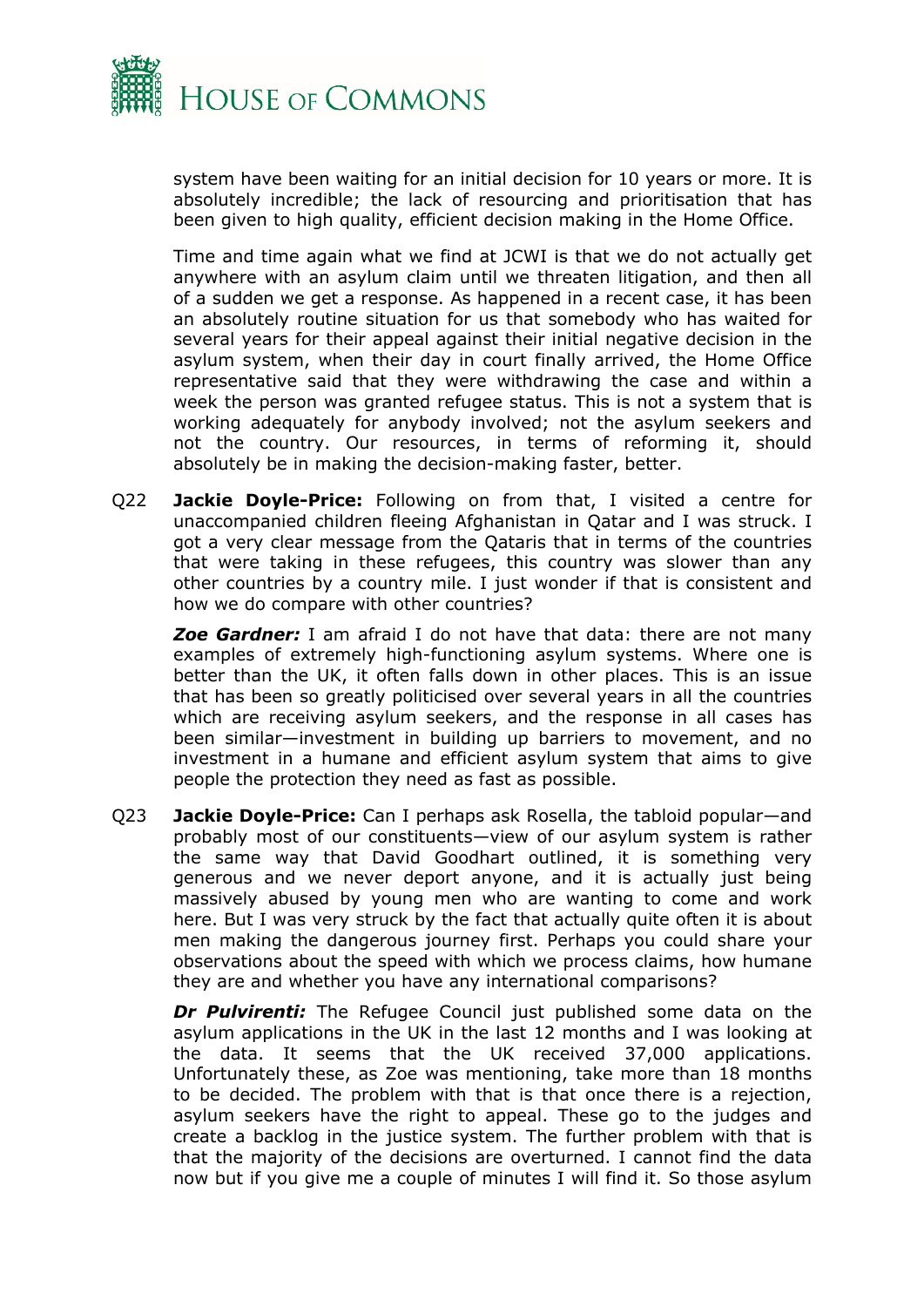system have been waiting for an initial decision for 10 years or more. It is absolutely incredible; the lack of resourcing and prioritisation that has been given to high quality, efficient decision making in the Home Office.

Time and time again what we find at JCWI is that we do not actually get anywhere with an asylum claim until we threaten litigation, and then all of a sudden we get a response. As happened in a recent case, it has been an absolutely routine situation for us that somebody who has waited for several years for their appeal against their initial negative decision in the asylum system, when their day in court finally arrived, the Home Office representative said that they were withdrawing the case and within a week the person was granted refugee status. This is not a system that is working adequately for anybody involved; not the asylum seekers and not the country. Our resources, in terms of reforming it, should absolutely be in making the decision-making faster, better.

Q22 **Jackie Doyle-Price:** Following on from that, I visited a centre for unaccompanied children fleeing Afghanistan in Qatar and I was struck. I got a very clear message from the Qataris that in terms of the countries that were taking in these refugees, this country was slower than any other countries by a country mile. I just wonder if that is consistent and how we do compare with other countries?

***Zoe Gardner:*** I am afraid I do not have that data: there are not many examples of extremely high-functioning asylum systems. Where one is better than the UK, it often falls down in other places. This is an issue that has been so greatly politicised over several years in all the countries which are receiving asylum seekers, and the response in all cases has been similar—investment in building up barriers to movement, and no investment in a humane and efficient asylum system that aims to give people the protection they need as fast as possible.

Q23 **Jackie Doyle-Price:** Can I perhaps ask Rosella, the tabloid popular—and probably most of our constituents—view of our asylum system is rather the same way that David Goodhart outlined, it is something very generous and we never deport anyone, and it is actually just being massively abused by young men who are wanting to come and work here. But I was very struck by the fact that actually quite often it is about men making the dangerous journey first. Perhaps you could share your observations about the speed with which we process claims, how humane they are and whether you have any international comparisons?

***Dr Pulvirenti:*** The Refugee Council just published some data on the asylum applications in the UK in the last 12 months and I was looking at the data. It seems that the UK received 37,000 applications. Unfortunately these, as Zoe was mentioning, take more than 18 months to be decided. The problem with that is that once there is a rejection, asylum seekers have the right to appeal. These go to the judges and create a backlog in the justice system. The further problem with that is that the majority of the decisions are overturned. I cannot find the data now but if you give me a couple of minutes I will find it. So those asylum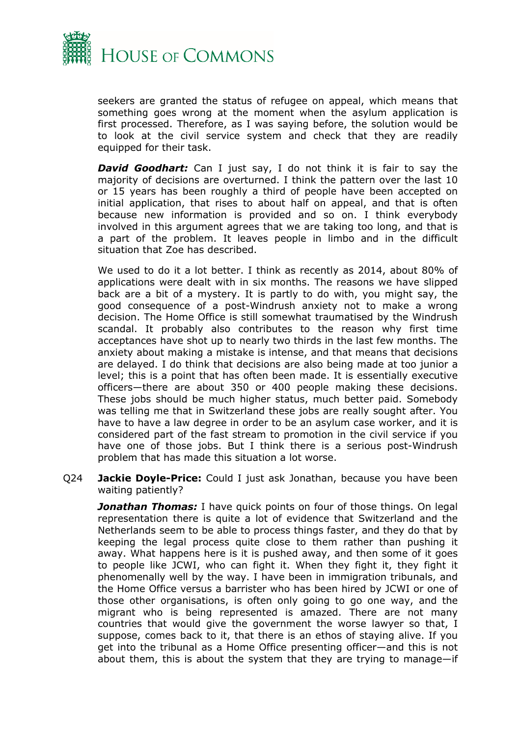seekers are granted the status of refugee on appeal, which means that something goes wrong at the moment when the asylum application is first processed. Therefore, as I was saying before, the solution would be to look at the civil service system and check that they are readily equipped for their task.

***David Goodhart:*** Can I just say, I do not think it is fair to say the majority of decisions are overturned. I think the pattern over the last 10 or 15 years has been roughly a third of people have been accepted on initial application, that rises to about half on appeal, and that is often because new information is provided and so on. I think everybody involved in this argument agrees that we are taking too long, and that is a part of the problem. It leaves people in limbo and in the difficult situation that Zoe has described.

We used to do it a lot better. I think as recently as 2014, about 80% of applications were dealt with in six months. The reasons we have slipped back are a bit of a mystery. It is partly to do with, you might say, the good consequence of a post-Windrush anxiety not to make a wrong decision. The Home Office is still somewhat traumatised by the Windrush scandal. It probably also contributes to the reason why first time acceptances have shot up to nearly two thirds in the last few months. The anxiety about making a mistake is intense, and that means that decisions are delayed. I do think that decisions are also being made at too junior a level; this is a point that has often been made. It is essentially executive officers—there are about 350 or 400 people making these decisions. These jobs should be much higher status, much better paid. Somebody was telling me that in Switzerland these jobs are really sought after. You have to have a law degree in order to be an asylum case worker, and it is considered part of the fast stream to promotion in the civil service if you have one of those jobs. But I think there is a serious post-Windrush problem that has made this situation a lot worse.

Q24 **Jackie Doyle-Price:** Could I just ask Jonathan, because you have been waiting patiently?

***Jonathan Thomas:*** I have quick points on four of those things. On legal representation there is quite a lot of evidence that Switzerland and the Netherlands seem to be able to process things faster, and they do that by keeping the legal process quite close to them rather than pushing it away. What happens here is it is pushed away, and then some of it goes to people like JCWI, who can fight it. When they fight it, they fight it phenomenally well by the way. I have been in immigration tribunals, and the Home Office versus a barrister who has been hired by JCWI or one of those other organisations, is often only going to go one way, and the migrant who is being represented is amazed. There are not many countries that would give the government the worse lawyer so that, I suppose, comes back to it, that there is an ethos of staying alive. If you get into the tribunal as a Home Office presenting officer—and this is not about them, this is about the system that they are trying to manage—if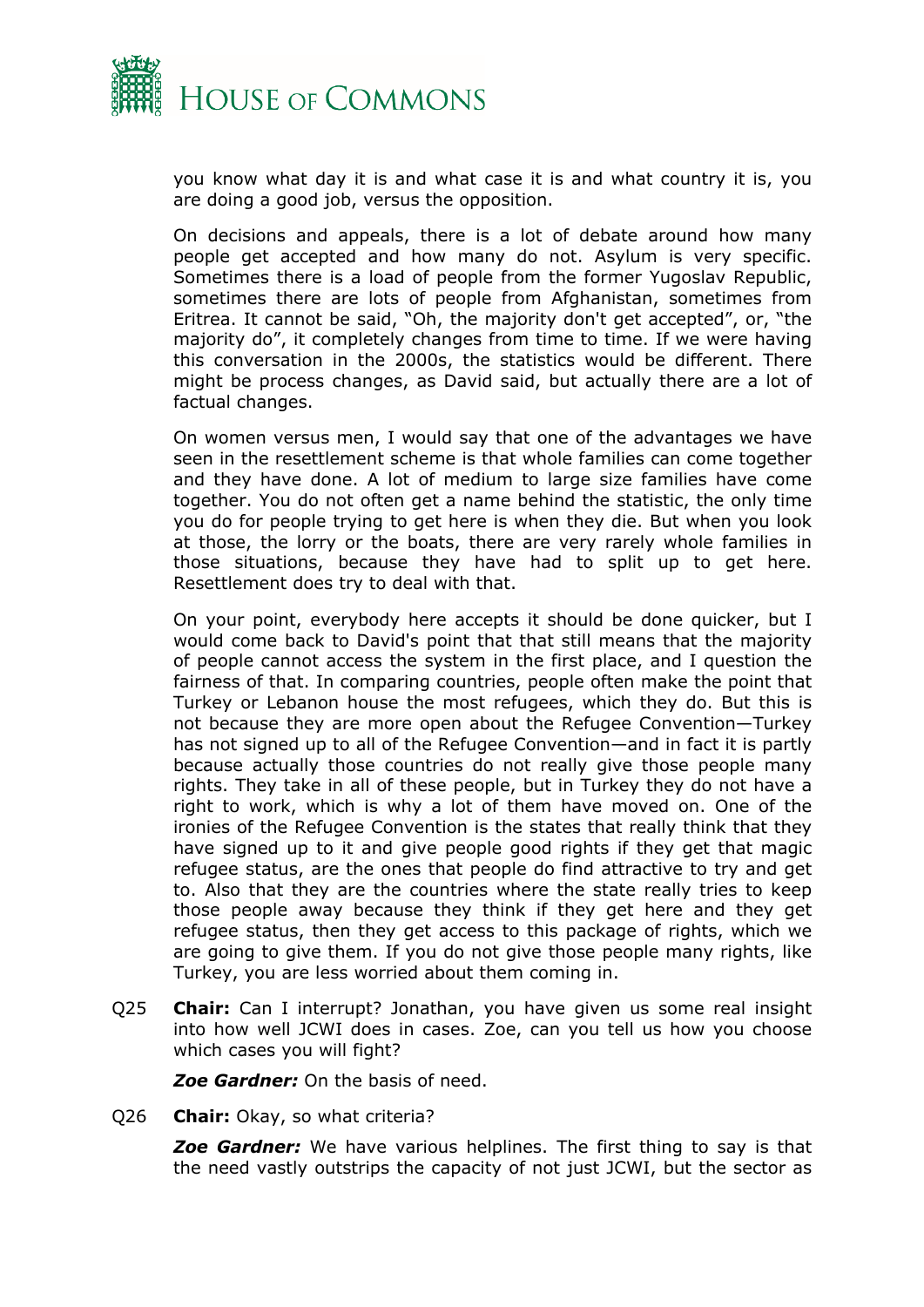you know what day it is and what case it is and what country it is, you are doing a good job, versus the opposition.

On decisions and appeals, there is a lot of debate around how many people get accepted and how many do not. Asylum is very specific. Sometimes there is a load of people from the former Yugoslav Republic, sometimes there are lots of people from Afghanistan, sometimes from Eritrea. It cannot be said, "Oh, the majority don't get accepted", or, "the majority do", it completely changes from time to time. If we were having this conversation in the 2000s, the statistics would be different. There might be process changes, as David said, but actually there are a lot of factual changes.

On women versus men, I would say that one of the advantages we have seen in the resettlement scheme is that whole families can come together and they have done. A lot of medium to large size families have come together. You do not often get a name behind the statistic, the only time you do for people trying to get here is when they die. But when you look at those, the lorry or the boats, there are very rarely whole families in those situations, because they have had to split up to get here. Resettlement does try to deal with that.

On your point, everybody here accepts it should be done quicker, but I would come back to David's point that that still means that the majority of people cannot access the system in the first place, and I question the fairness of that. In comparing countries, people often make the point that Turkey or Lebanon house the most refugees, which they do. But this is not because they are more open about the Refugee Convention—Turkey has not signed up to all of the Refugee Convention—and in fact it is partly because actually those countries do not really give those people many rights. They take in all of these people, but in Turkey they do not have a right to work, which is why a lot of them have moved on. One of the ironies of the Refugee Convention is the states that really think that they have signed up to it and give people good rights if they get that magic refugee status, are the ones that people do find attractive to try and get to. Also that they are the countries where the state really tries to keep those people away because they think if they get here and they get refugee status, then they get access to this package of rights, which we are going to give them. If you do not give those people many rights, like Turkey, you are less worried about them coming in.

Q25 **Chair:** Can I interrupt? Jonathan, you have given us some real insight into how well JCWI does in cases. Zoe, can you tell us how you choose which cases you will fight?

***Zoe Gardner:*** On the basis of need.

Q26 **Chair:** Okay, so what criteria?

***Zoe Gardner:*** We have various helplines. The first thing to say is that the need vastly outstrips the capacity of not just JCWI, but the sector as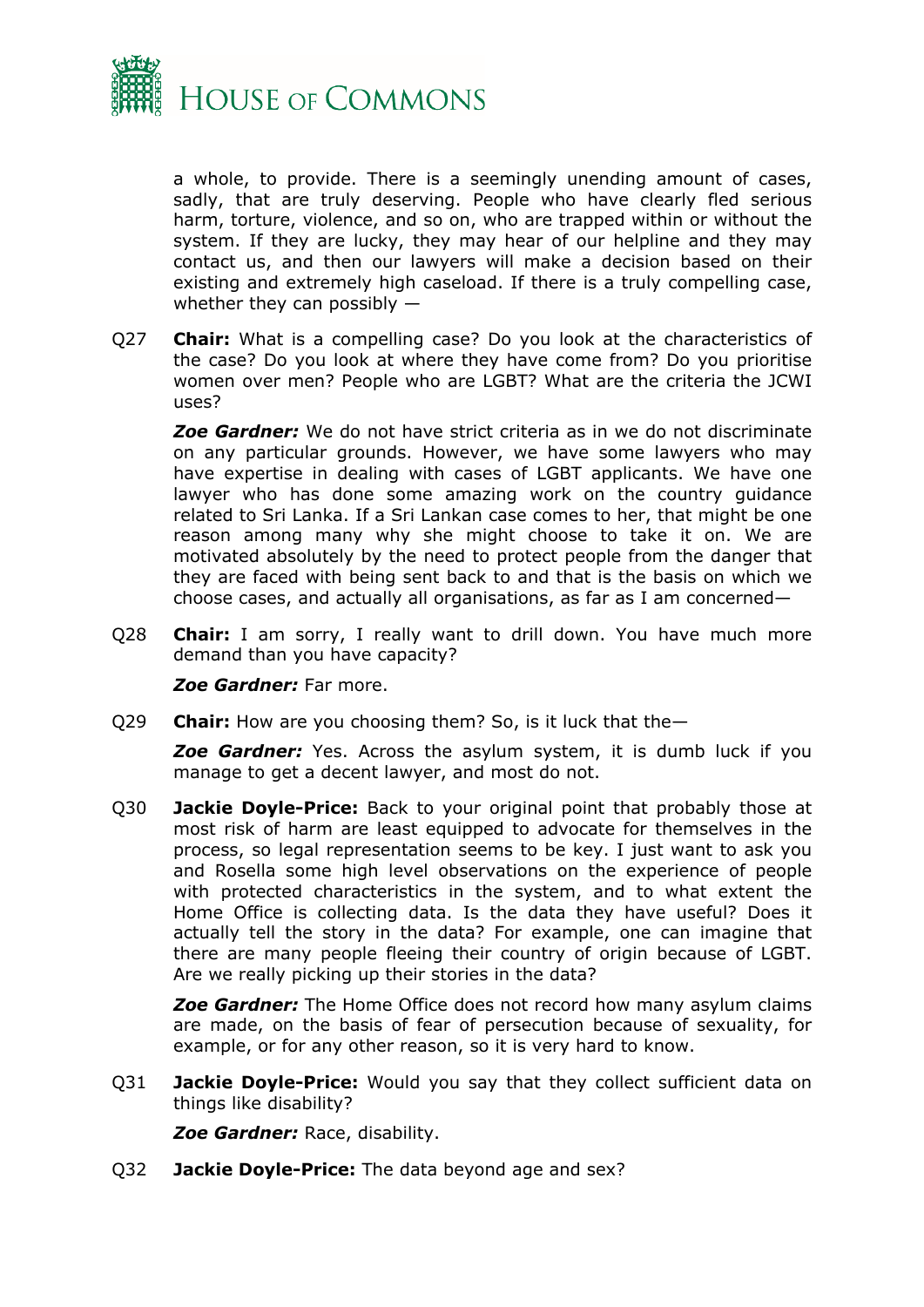a whole, to provide. There is a seemingly unending amount of cases, sadly, that are truly deserving. People who have clearly fled serious harm, torture, violence, and so on, who are trapped within or without the system. If they are lucky, they may hear of our helpline and they may contact us, and then our lawyers will make a decision based on their existing and extremely high caseload. If there is a truly compelling case, whether they can possibly —

Q27 **Chair:** What is a compelling case? Do you look at the characteristics of the case? Do you look at where they have come from? Do you prioritise women over men? People who are LGBT? What are the criteria the JCWI uses?

***Zoe Gardner:*** We do not have strict criteria as in we do not discriminate on any particular grounds. However, we have some lawyers who may have expertise in dealing with cases of LGBT applicants. We have one lawyer who has done some amazing work on the country guidance related to Sri Lanka. If a Sri Lankan case comes to her, that might be one reason among many why she might choose to take it on. We are motivated absolutely by the need to protect people from the danger that they are faced with being sent back to and that is the basis on which we choose cases, and actually all organisations, as far as I am concerned—

Q28 **Chair:** I am sorry, I really want to drill down. You have much more demand than you have capacity?

***Zoe Gardner:*** Far more.

Q29 **Chair:** How are you choosing them? So, is it luck that the—

***Zoe Gardner:*** Yes. Across the asylum system, it is dumb luck if you manage to get a decent lawyer, and most do not.

Q30 **Jackie Doyle-Price:** Back to your original point that probably those at most risk of harm are least equipped to advocate for themselves in the process, so legal representation seems to be key. I just want to ask you and Rosella some high level observations on the experience of people with protected characteristics in the system, and to what extent the Home Office is collecting data. Is the data they have useful? Does it actually tell the story in the data? For example, one can imagine that there are many people fleeing their country of origin because of LGBT. Are we really picking up their stories in the data?

***Zoe Gardner:*** The Home Office does not record how many asylum claims are made, on the basis of fear of persecution because of sexuality, for example, or for any other reason, so it is very hard to know.

Q31 **Jackie Doyle-Price:** Would you say that they collect sufficient data on things like disability?

***Zoe Gardner:*** Race, disability.

Q32 **Jackie Doyle-Price:** The data beyond age and sex?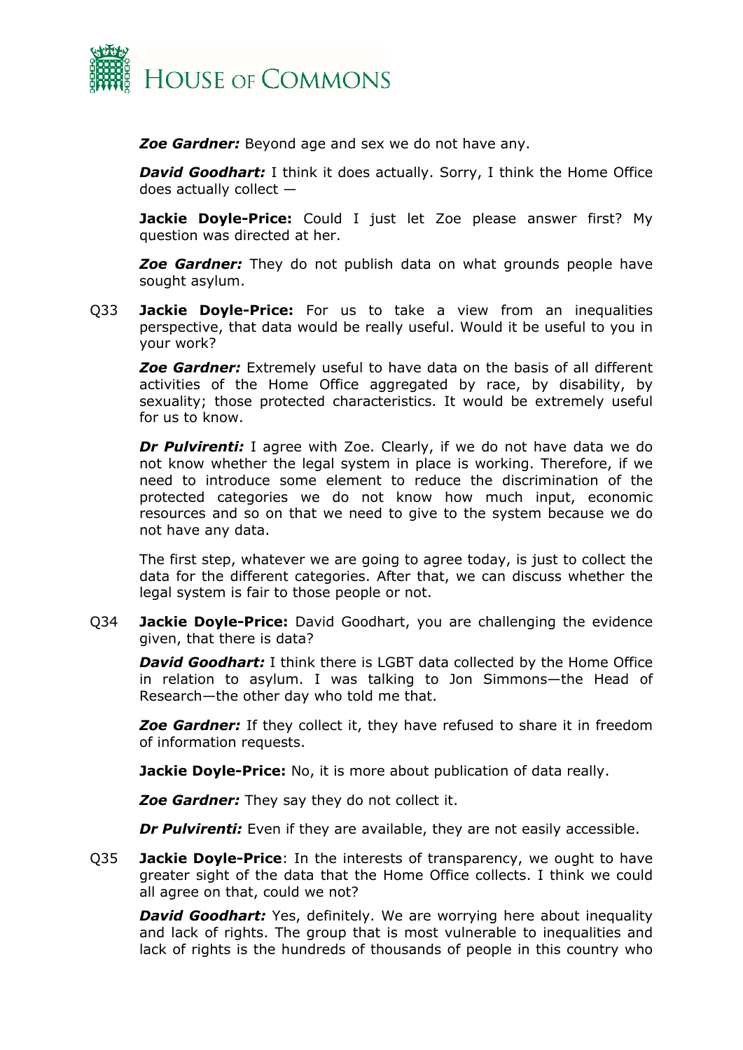***Zoe Gardner:*** Beyond age and sex we do not have any.

***David Goodhart:*** I think it does actually. Sorry, I think the Home Office does actually collect —

**Jackie Doyle-Price:** Could I just let Zoe please answer first? My question was directed at her.

***Zoe Gardner:*** They do not publish data on what grounds people have sought asylum.

Q33 **Jackie Doyle-Price:** For us to take a view from an inequalities perspective, that data would be really useful. Would it be useful to you in your work?

***Zoe Gardner:*** Extremely useful to have data on the basis of all different activities of the Home Office aggregated by race, by disability, by sexuality; those protected characteristics. It would be extremely useful for us to know.

***Dr Pulvirenti:*** I agree with Zoe. Clearly, if we do not have data we do not know whether the legal system in place is working. Therefore, if we need to introduce some element to reduce the discrimination of the protected categories we do not know how much input, economic resources and so on that we need to give to the system because we do not have any data.

The first step, whatever we are going to agree today, is just to collect the data for the different categories. After that, we can discuss whether the legal system is fair to those people or not.

Q34 **Jackie Doyle-Price:** David Goodhart, you are challenging the evidence given, that there is data?

***David Goodhart:*** I think there is LGBT data collected by the Home Office in relation to asylum. I was talking to Jon Simmons—the Head of Research—the other day who told me that.

***Zoe Gardner:*** If they collect it, they have refused to share it in freedom of information requests.

**Jackie Doyle-Price:** No, it is more about publication of data really.

***Zoe Gardner:*** They say they do not collect it.

***Dr Pulvirenti:*** Even if they are available, they are not easily accessible.

Q35 **Jackie Doyle-Price**: In the interests of transparency, we ought to have greater sight of the data that the Home Office collects. I think we could all agree on that, could we not?

***David Goodhart:*** Yes, definitely. We are worrying here about inequality and lack of rights. The group that is most vulnerable to inequalities and lack of rights is the hundreds of thousands of people in this country who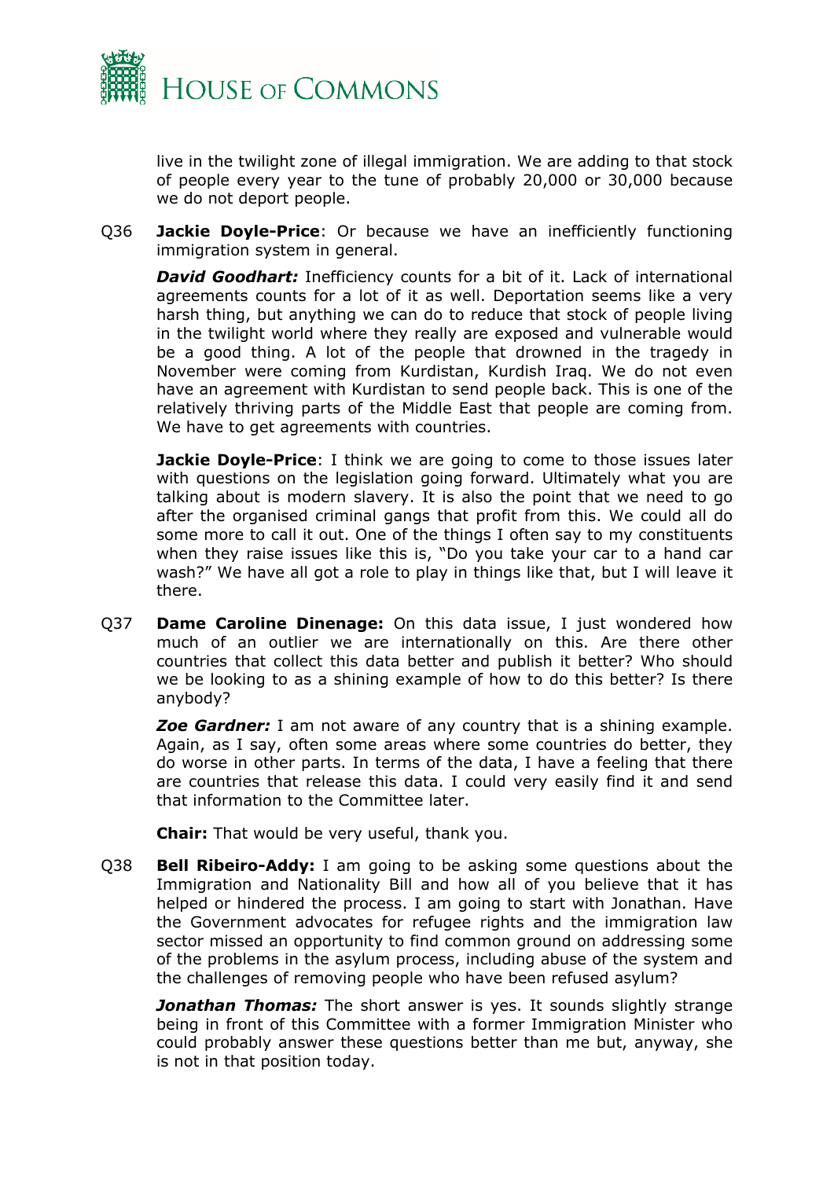live in the twilight zone of illegal immigration. We are adding to that stock of people every year to the tune of probably 20,000 or 30,000 because we do not deport people.

Q36 **Jackie Doyle-Price**: Or because we have an inefficiently functioning immigration system in general.

***David Goodhart:*** Inefficiency counts for a bit of it. Lack of international agreements counts for a lot of it as well. Deportation seems like a very harsh thing, but anything we can do to reduce that stock of people living in the twilight world where they really are exposed and vulnerable would be a good thing. A lot of the people that drowned in the tragedy in November were coming from Kurdistan, Kurdish Iraq. We do not even have an agreement with Kurdistan to send people back. This is one of the relatively thriving parts of the Middle East that people are coming from. We have to get agreements with countries.

**Jackie Doyle-Price**: I think we are going to come to those issues later with questions on the legislation going forward. Ultimately what you are talking about is modern slavery. It is also the point that we need to go after the organised criminal gangs that profit from this. We could all do some more to call it out. One of the things I often say to my constituents when they raise issues like this is, "Do you take your car to a hand car wash?" We have all got a role to play in things like that, but I will leave it there.

Q37 **Dame Caroline Dinenage:** On this data issue, I just wondered how much of an outlier we are internationally on this. Are there other countries that collect this data better and publish it better? Who should we be looking to as a shining example of how to do this better? Is there anybody?

***Zoe Gardner:*** I am not aware of any country that is a shining example. Again, as I say, often some areas where some countries do better, they do worse in other parts. In terms of the data, I have a feeling that there are countries that release this data. I could very easily find it and send that information to the Committee later.

**Chair:** That would be very useful, thank you.

Q38 **Bell Ribeiro-Addy:** I am going to be asking some questions about the Immigration and Nationality Bill and how all of you believe that it has helped or hindered the process. I am going to start with Jonathan. Have the Government advocates for refugee rights and the immigration law sector missed an opportunity to find common ground on addressing some of the problems in the asylum process, including abuse of the system and the challenges of removing people who have been refused asylum?

***Jonathan Thomas:*** The short answer is yes. It sounds slightly strange being in front of this Committee with a former Immigration Minister who could probably answer these questions better than me but, anyway, she is not in that position today.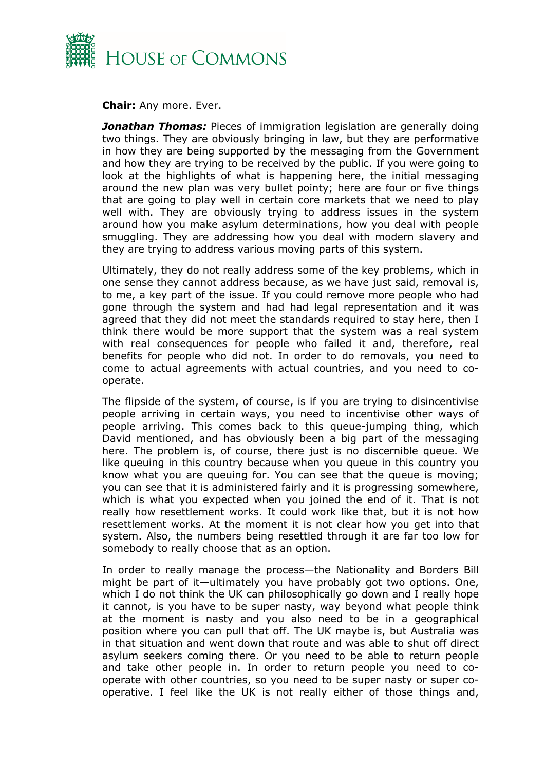**Chair:** Any more. Ever.

***Jonathan Thomas:*** Pieces of immigration legislation are generally doing two things. They are obviously bringing in law, but they are performative in how they are being supported by the messaging from the Government and how they are trying to be received by the public. If you were going to look at the highlights of what is happening here, the initial messaging around the new plan was very bullet pointy; here are four or five things that are going to play well in certain core markets that we need to play well with. They are obviously trying to address issues in the system around how you make asylum determinations, how you deal with people smuggling. They are addressing how you deal with modern slavery and they are trying to address various moving parts of this system.

Ultimately, they do not really address some of the key problems, which in one sense they cannot address because, as we have just said, removal is, to me, a key part of the issue. If you could remove more people who had gone through the system and had had legal representation and it was agreed that they did not meet the standards required to stay here, then I think there would be more support that the system was a real system with real consequences for people who failed it and, therefore, real benefits for people who did not. In order to do removals, you need to come to actual agreements with actual countries, and you need to co-operate.

The flipside of the system, of course, is if you are trying to disincentivise people arriving in certain ways, you need to incentivise other ways of people arriving. This comes back to this queue-jumping thing, which David mentioned, and has obviously been a big part of the messaging here. The problem is, of course, there just is no discernible queue. We like queuing in this country because when you queue in this country you know what you are queuing for. You can see that the queue is moving; you can see that it is administered fairly and it is progressing somewhere, which is what you expected when you joined the end of it. That is not really how resettlement works. It could work like that, but it is not how resettlement works. At the moment it is not clear how you get into that system. Also, the numbers being resettled through it are far too low for somebody to really choose that as an option.

In order to really manage the process—the Nationality and Borders Bill might be part of it—ultimately you have probably got two options. One, which I do not think the UK can philosophically go down and I really hope it cannot, is you have to be super nasty, way beyond what people think at the moment is nasty and you also need to be in a geographical position where you can pull that off. The UK maybe is, but Australia was in that situation and went down that route and was able to shut off direct asylum seekers coming there. Or you need to be able to return people and take other people in. In order to return people you need to co-operate with other countries, so you need to be super nasty or super co-operative. I feel like the UK is not really either of those things and,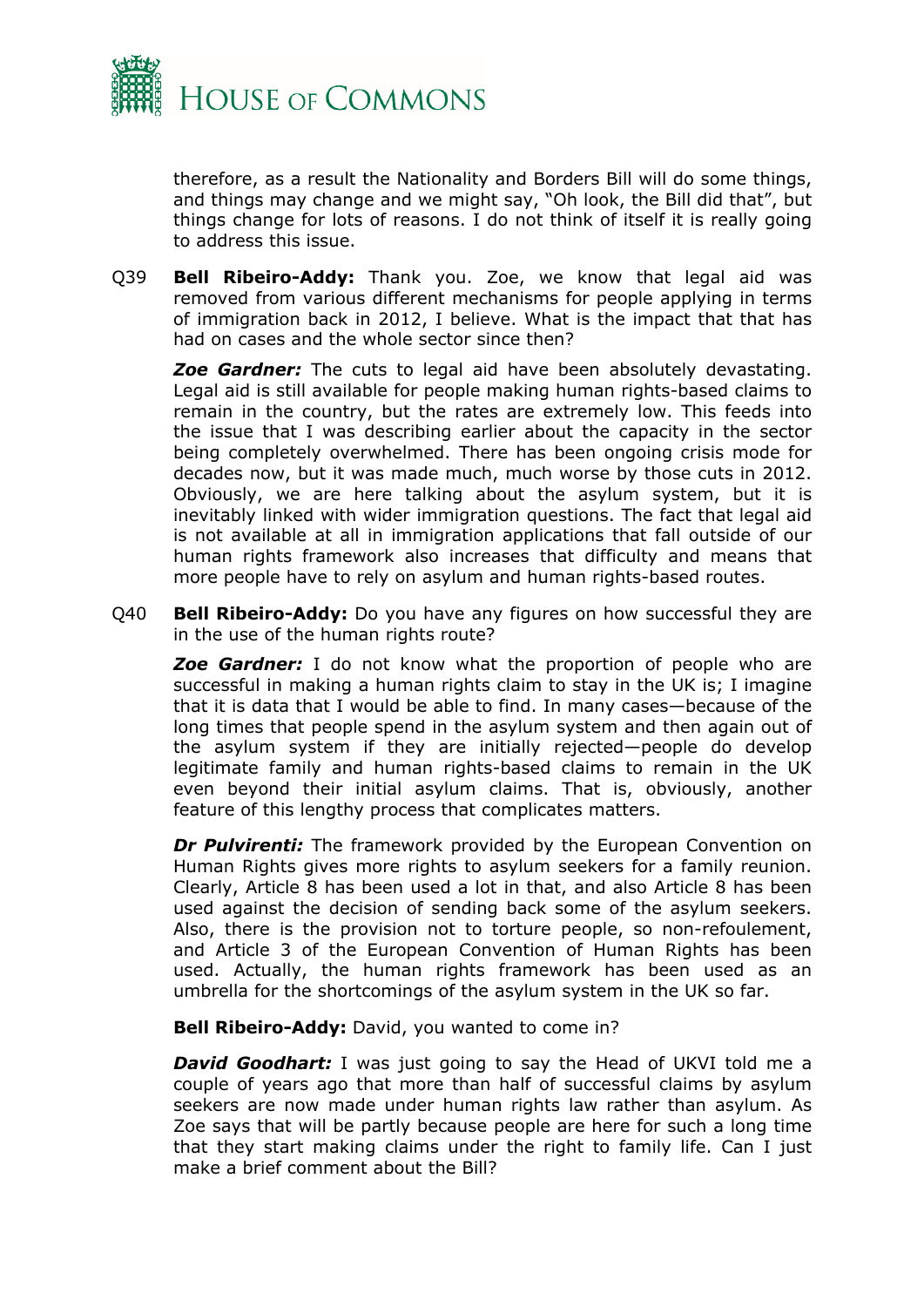therefore, as a result the Nationality and Borders Bill will do some things, and things may change and we might say, "Oh look, the Bill did that", but things change for lots of reasons. I do not think of itself it is really going to address this issue.

Q39 **Bell Ribeiro-Addy:** Thank you. Zoe, we know that legal aid was removed from various different mechanisms for people applying in terms of immigration back in 2012, I believe. What is the impact that that has had on cases and the whole sector since then?

***Zoe Gardner:*** The cuts to legal aid have been absolutely devastating. Legal aid is still available for people making human rights-based claims to remain in the country, but the rates are extremely low. This feeds into the issue that I was describing earlier about the capacity in the sector being completely overwhelmed. There has been ongoing crisis mode for decades now, but it was made much, much worse by those cuts in 2012. Obviously, we are here talking about the asylum system, but it is inevitably linked with wider immigration questions. The fact that legal aid is not available at all in immigration applications that fall outside of our human rights framework also increases that difficulty and means that more people have to rely on asylum and human rights-based routes.

Q40 **Bell Ribeiro-Addy:** Do you have any figures on how successful they are in the use of the human rights route?

***Zoe Gardner:*** I do not know what the proportion of people who are successful in making a human rights claim to stay in the UK is; I imagine that it is data that I would be able to find. In many cases—because of the long times that people spend in the asylum system and then again out of the asylum system if they are initially rejected—people do develop legitimate family and human rights-based claims to remain in the UK even beyond their initial asylum claims. That is, obviously, another feature of this lengthy process that complicates matters.

***Dr Pulvirenti:*** The framework provided by the European Convention on Human Rights gives more rights to asylum seekers for a family reunion. Clearly, Article 8 has been used a lot in that, and also Article 8 has been used against the decision of sending back some of the asylum seekers. Also, there is the provision not to torture people, so non-refoulement, and Article 3 of the European Convention of Human Rights has been used. Actually, the human rights framework has been used as an umbrella for the shortcomings of the asylum system in the UK so far.

**Bell Ribeiro-Addy:** David, you wanted to come in?

***David Goodhart:*** I was just going to say the Head of UKVI told me a couple of years ago that more than half of successful claims by asylum seekers are now made under human rights law rather than asylum. As Zoe says that will be partly because people are here for such a long time that they start making claims under the right to family life. Can I just make a brief comment about the Bill?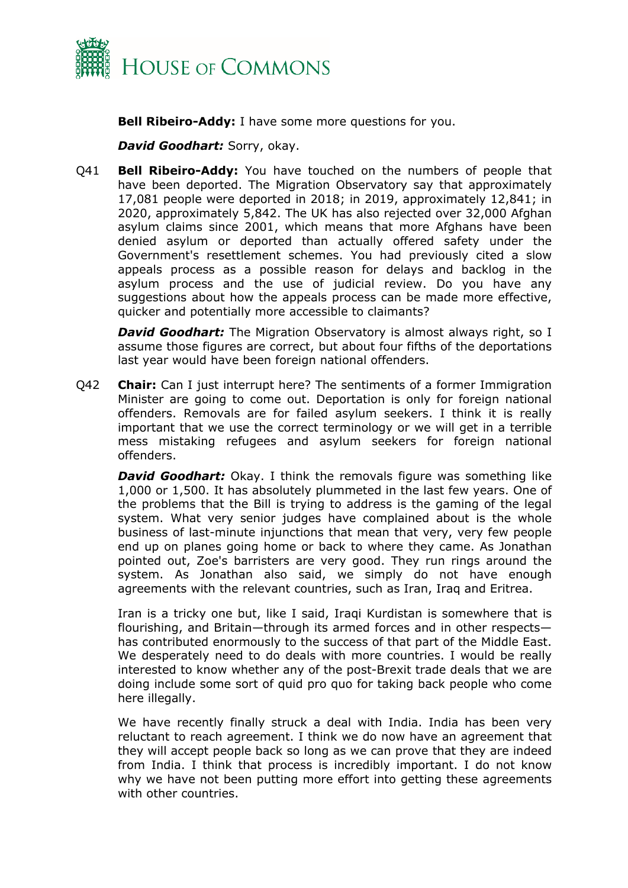**Bell Ribeiro-Addy:** I have some more questions for you.

***David Goodhart:*** Sorry, okay.

Q41 **Bell Ribeiro-Addy:** You have touched on the numbers of people that have been deported. The Migration Observatory say that approximately 17,081 people were deported in 2018; in 2019, approximately 12,841; in 2020, approximately 5,842. The UK has also rejected over 32,000 Afghan asylum claims since 2001, which means that more Afghans have been denied asylum or deported than actually offered safety under the Government's resettlement schemes. You had previously cited a slow appeals process as a possible reason for delays and backlog in the asylum process and the use of judicial review. Do you have any suggestions about how the appeals process can be made more effective, quicker and potentially more accessible to claimants?

***David Goodhart:*** The Migration Observatory is almost always right, so I assume those figures are correct, but about four fifths of the deportations last year would have been foreign national offenders.

Q42 **Chair:** Can I just interrupt here? The sentiments of a former Immigration Minister are going to come out. Deportation is only for foreign national offenders. Removals are for failed asylum seekers. I think it is really important that we use the correct terminology or we will get in a terrible mess mistaking refugees and asylum seekers for foreign national offenders.

***David Goodhart:*** Okay. I think the removals figure was something like 1,000 or 1,500. It has absolutely plummeted in the last few years. One of the problems that the Bill is trying to address is the gaming of the legal system. What very senior judges have complained about is the whole business of last-minute injunctions that mean that very, very few people end up on planes going home or back to where they came. As Jonathan pointed out, Zoe's barristers are very good. They run rings around the system. As Jonathan also said, we simply do not have enough agreements with the relevant countries, such as Iran, Iraq and Eritrea.

Iran is a tricky one but, like I said, Iraqi Kurdistan is somewhere that is flourishing, and Britain—through its armed forces and in other respects—has contributed enormously to the success of that part of the Middle East. We desperately need to do deals with more countries. I would be really interested to know whether any of the post-Brexit trade deals that we are doing include some sort of quid pro quo for taking back people who come here illegally.

We have recently finally struck a deal with India. India has been very reluctant to reach agreement. I think we do now have an agreement that they will accept people back so long as we can prove that they are indeed from India. I think that process is incredibly important. I do not know why we have not been putting more effort into getting these agreements with other countries.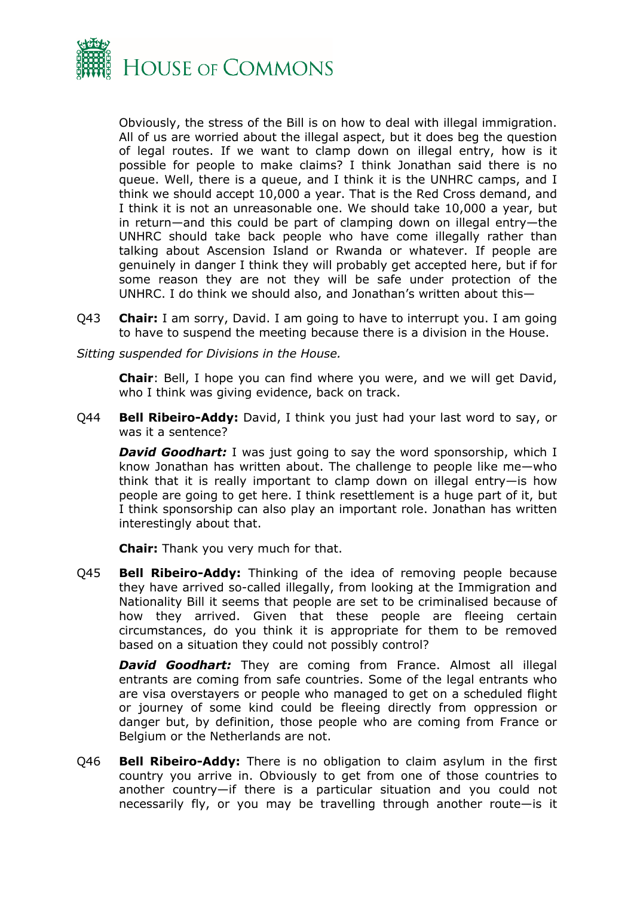Obviously, the stress of the Bill is on how to deal with illegal immigration. All of us are worried about the illegal aspect, but it does beg the question of legal routes. If we want to clamp down on illegal entry, how is it possible for people to make claims? I think Jonathan said there is no queue. Well, there is a queue, and I think it is the UNHRC camps, and I think we should accept 10,000 a year. That is the Red Cross demand, and I think it is not an unreasonable one. We should take 10,000 a year, but in return—and this could be part of clamping down on illegal entry—the UNHRC should take back people who have come illegally rather than talking about Ascension Island or Rwanda or whatever. If people are genuinely in danger I think they will probably get accepted here, but if for some reason they are not they will be safe under protection of the UNHRC. I do think we should also, and Jonathan's written about this—

Q43 **Chair:** I am sorry, David. I am going to have to interrupt you. I am going to have to suspend the meeting because there is a division in the House.

*Sitting suspended for Divisions in the House.*

**Chair**: Bell, I hope you can find where you were, and we will get David, who I think was giving evidence, back on track.

Q44 **Bell Ribeiro-Addy:** David, I think you just had your last word to say, or was it a sentence?

***David Goodhart:*** I was just going to say the word sponsorship, which I know Jonathan has written about. The challenge to people like me—who think that it is really important to clamp down on illegal entry—is how people are going to get here. I think resettlement is a huge part of it, but I think sponsorship can also play an important role. Jonathan has written interestingly about that.

**Chair:** Thank you very much for that.

Q45 **Bell Ribeiro-Addy:** Thinking of the idea of removing people because they have arrived so-called illegally, from looking at the Immigration and Nationality Bill it seems that people are set to be criminalised because of how they arrived. Given that these people are fleeing certain circumstances, do you think it is appropriate for them to be removed based on a situation they could not possibly control?

***David Goodhart:*** They are coming from France. Almost all illegal entrants are coming from safe countries. Some of the legal entrants who are visa overstayers or people who managed to get on a scheduled flight or journey of some kind could be fleeing directly from oppression or danger but, by definition, those people who are coming from France or Belgium or the Netherlands are not.

Q46 **Bell Ribeiro-Addy:** There is no obligation to claim asylum in the first country you arrive in. Obviously to get from one of those countries to another country—if there is a particular situation and you could not necessarily fly, or you may be travelling through another route—is it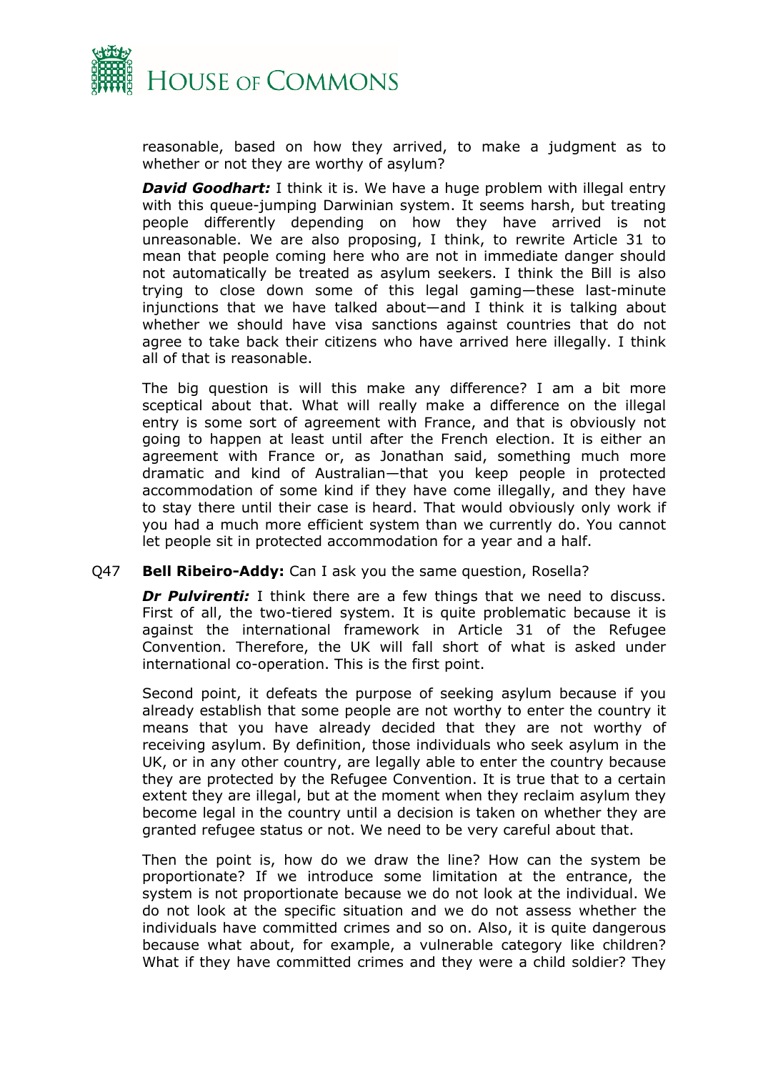reasonable, based on how they arrived, to make a judgment as to whether or not they are worthy of asylum?

***David Goodhart:*** I think it is. We have a huge problem with illegal entry with this queue-jumping Darwinian system. It seems harsh, but treating people differently depending on how they have arrived is not unreasonable. We are also proposing, I think, to rewrite Article 31 to mean that people coming here who are not in immediate danger should not automatically be treated as asylum seekers. I think the Bill is also trying to close down some of this legal gaming—these last-minute injunctions that we have talked about—and I think it is talking about whether we should have visa sanctions against countries that do not agree to take back their citizens who have arrived here illegally. I think all of that is reasonable.

The big question is will this make any difference? I am a bit more sceptical about that. What will really make a difference on the illegal entry is some sort of agreement with France, and that is obviously not going to happen at least until after the French election. It is either an agreement with France or, as Jonathan said, something much more dramatic and kind of Australian—that you keep people in protected accommodation of some kind if they have come illegally, and they have to stay there until their case is heard. That would obviously only work if you had a much more efficient system than we currently do. You cannot let people sit in protected accommodation for a year and a half.

Q47 **Bell Ribeiro-Addy:** Can I ask you the same question, Rosella?

***Dr Pulvirenti:*** I think there are a few things that we need to discuss. First of all, the two-tiered system. It is quite problematic because it is against the international framework in Article 31 of the Refugee Convention. Therefore, the UK will fall short of what is asked under international co-operation. This is the first point.

Second point, it defeats the purpose of seeking asylum because if you already establish that some people are not worthy to enter the country it means that you have already decided that they are not worthy of receiving asylum. By definition, those individuals who seek asylum in the UK, or in any other country, are legally able to enter the country because they are protected by the Refugee Convention. It is true that to a certain extent they are illegal, but at the moment when they reclaim asylum they become legal in the country until a decision is taken on whether they are granted refugee status or not. We need to be very careful about that.

Then the point is, how do we draw the line? How can the system be proportionate? If we introduce some limitation at the entrance, the system is not proportionate because we do not look at the individual. We do not look at the specific situation and we do not assess whether the individuals have committed crimes and so on. Also, it is quite dangerous because what about, for example, a vulnerable category like children? What if they have committed crimes and they were a child soldier? They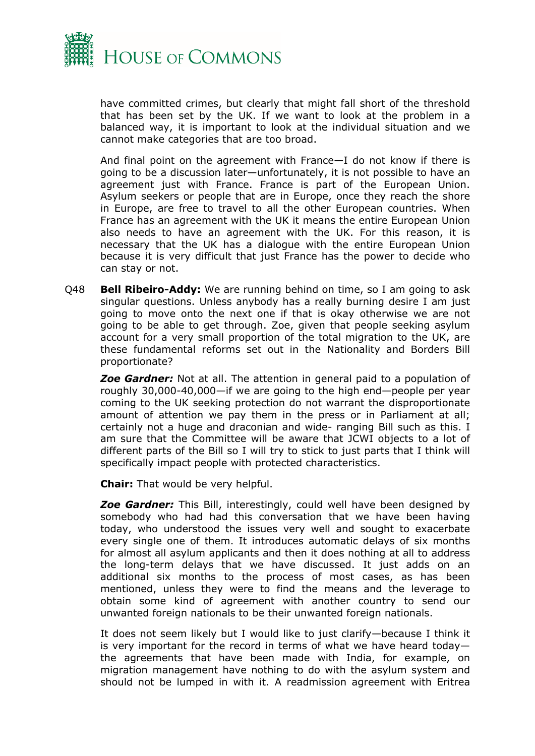have committed crimes, but clearly that might fall short of the threshold that has been set by the UK. If we want to look at the problem in a balanced way, it is important to look at the individual situation and we cannot make categories that are too broad.

And final point on the agreement with France—I do not know if there is going to be a discussion later—unfortunately, it is not possible to have an agreement just with France. France is part of the European Union. Asylum seekers or people that are in Europe, once they reach the shore in Europe, are free to travel to all the other European countries. When France has an agreement with the UK it means the entire European Union also needs to have an agreement with the UK. For this reason, it is necessary that the UK has a dialogue with the entire European Union because it is very difficult that just France has the power to decide who can stay or not.

Q48 **Bell Ribeiro-Addy:** We are running behind on time, so I am going to ask singular questions. Unless anybody has a really burning desire I am just going to move onto the next one if that is okay otherwise we are not going to be able to get through. Zoe, given that people seeking asylum account for a very small proportion of the total migration to the UK, are these fundamental reforms set out in the Nationality and Borders Bill proportionate?

***Zoe Gardner:*** Not at all. The attention in general paid to a population of roughly 30,000-40,000—if we are going to the high end—people per year coming to the UK seeking protection do not warrant the disproportionate amount of attention we pay them in the press or in Parliament at all; certainly not a huge and draconian and wide- ranging Bill such as this. I am sure that the Committee will be aware that JCWI objects to a lot of different parts of the Bill so I will try to stick to just parts that I think will specifically impact people with protected characteristics.

**Chair:** That would be very helpful.

***Zoe Gardner:*** This Bill, interestingly, could well have been designed by somebody who had had this conversation that we have been having today, who understood the issues very well and sought to exacerbate every single one of them. It introduces automatic delays of six months for almost all asylum applicants and then it does nothing at all to address the long-term delays that we have discussed. It just adds on an additional six months to the process of most cases, as has been mentioned, unless they were to find the means and the leverage to obtain some kind of agreement with another country to send our unwanted foreign nationals to be their unwanted foreign nationals.

It does not seem likely but I would like to just clarify—because I think it is very important for the record in terms of what we have heard today—the agreements that have been made with India, for example, on migration management have nothing to do with the asylum system and should not be lumped in with it. A readmission agreement with Eritrea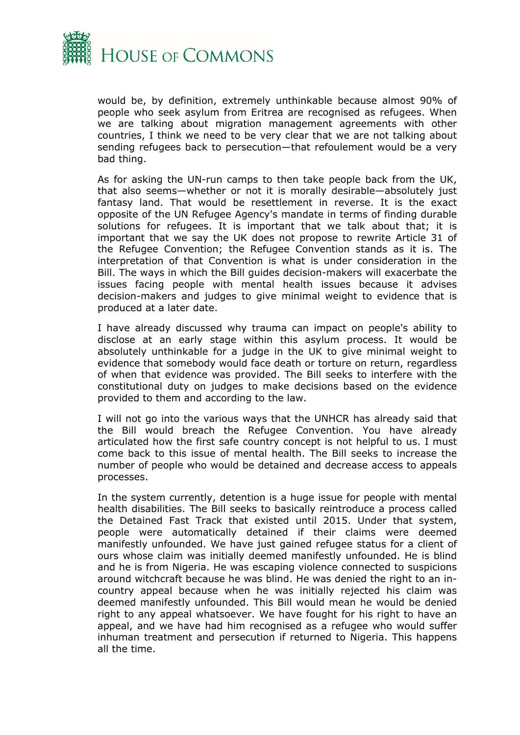would be, by definition, extremely unthinkable because almost 90% of people who seek asylum from Eritrea are recognised as refugees. When we are talking about migration management agreements with other countries, I think we need to be very clear that we are not talking about sending refugees back to persecution—that refoulement would be a very bad thing.

As for asking the UN-run camps to then take people back from the UK, that also seems—whether or not it is morally desirable—absolutely just fantasy land. That would be resettlement in reverse. It is the exact opposite of the UN Refugee Agency's mandate in terms of finding durable solutions for refugees. It is important that we talk about that; it is important that we say the UK does not propose to rewrite Article 31 of the Refugee Convention; the Refugee Convention stands as it is. The interpretation of that Convention is what is under consideration in the Bill. The ways in which the Bill guides decision-makers will exacerbate the issues facing people with mental health issues because it advises decision-makers and judges to give minimal weight to evidence that is produced at a later date.

I have already discussed why trauma can impact on people's ability to disclose at an early stage within this asylum process. It would be absolutely unthinkable for a judge in the UK to give minimal weight to evidence that somebody would face death or torture on return, regardless of when that evidence was provided. The Bill seeks to interfere with the constitutional duty on judges to make decisions based on the evidence provided to them and according to the law.

I will not go into the various ways that the UNHCR has already said that the Bill would breach the Refugee Convention. You have already articulated how the first safe country concept is not helpful to us. I must come back to this issue of mental health. The Bill seeks to increase the number of people who would be detained and decrease access to appeals processes.

In the system currently, detention is a huge issue for people with mental health disabilities. The Bill seeks to basically reintroduce a process called the Detained Fast Track that existed until 2015. Under that system, people were automatically detained if their claims were deemed manifestly unfounded. We have just gained refugee status for a client of ours whose claim was initially deemed manifestly unfounded. He is blind and he is from Nigeria. He was escaping violence connected to suspicions around witchcraft because he was blind. He was denied the right to an in-country appeal because when he was initially rejected his claim was deemed manifestly unfounded. This Bill would mean he would be denied right to any appeal whatsoever. We have fought for his right to have an appeal, and we have had him recognised as a refugee who would suffer inhuman treatment and persecution if returned to Nigeria. This happens all the time.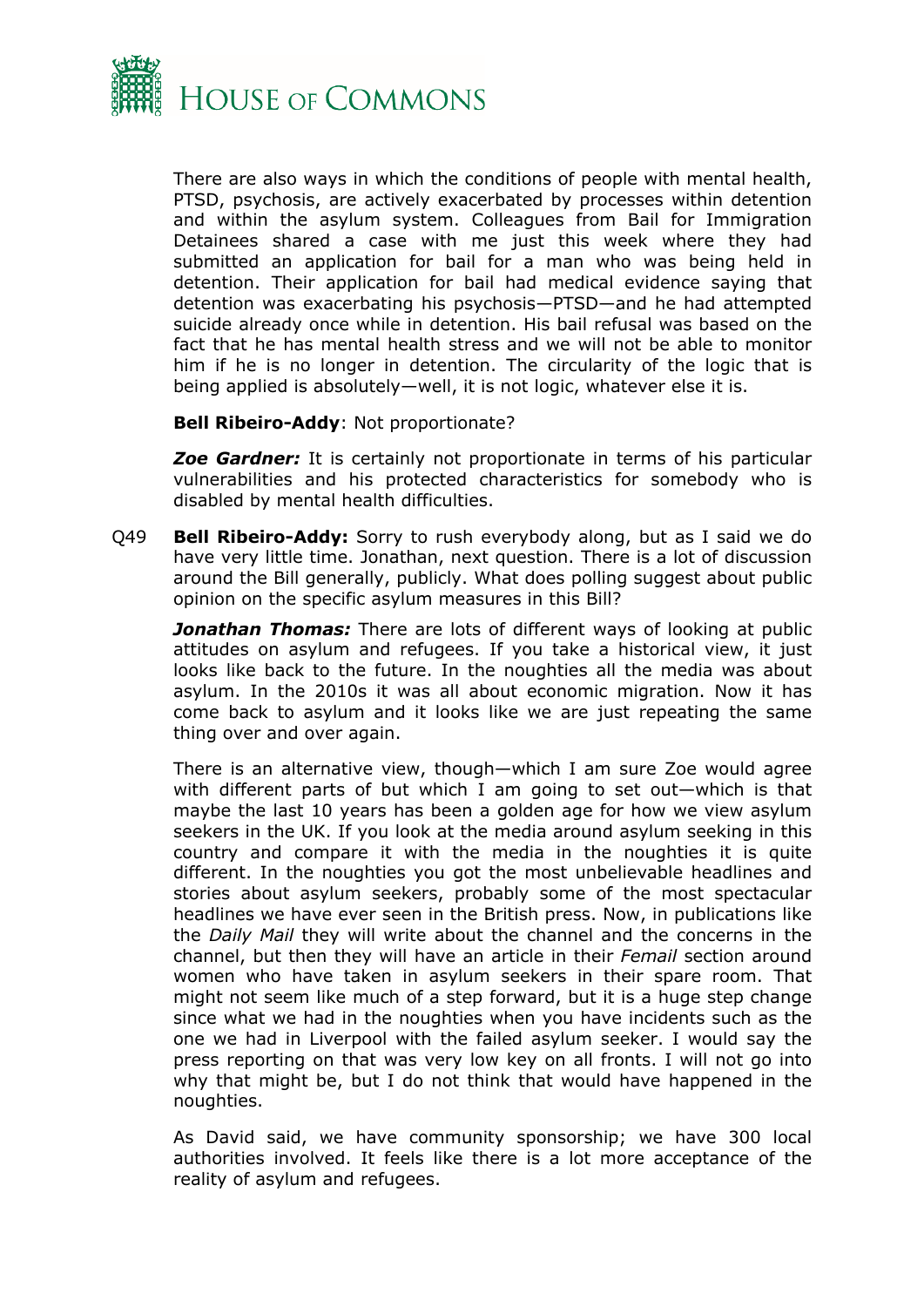There are also ways in which the conditions of people with mental health, PTSD, psychosis, are actively exacerbated by processes within detention and within the asylum system. Colleagues from Bail for Immigration Detainees shared a case with me just this week where they had submitted an application for bail for a man who was being held in detention. Their application for bail had medical evidence saying that detention was exacerbating his psychosis—PTSD—and he had attempted suicide already once while in detention. His bail refusal was based on the fact that he has mental health stress and we will not be able to monitor him if he is no longer in detention. The circularity of the logic that is being applied is absolutely—well, it is not logic, whatever else it is.

**Bell Ribeiro-Addy**: Not proportionate?

***Zoe Gardner:*** It is certainly not proportionate in terms of his particular vulnerabilities and his protected characteristics for somebody who is disabled by mental health difficulties.

Q49 **Bell Ribeiro-Addy:** Sorry to rush everybody along, but as I said we do have very little time. Jonathan, next question. There is a lot of discussion around the Bill generally, publicly. What does polling suggest about public opinion on the specific asylum measures in this Bill?

***Jonathan Thomas:*** There are lots of different ways of looking at public attitudes on asylum and refugees. If you take a historical view, it just looks like back to the future. In the noughties all the media was about asylum. In the 2010s it was all about economic migration. Now it has come back to asylum and it looks like we are just repeating the same thing over and over again.

There is an alternative view, though—which I am sure Zoe would agree with different parts of but which I am going to set out—which is that maybe the last 10 years has been a golden age for how we view asylum seekers in the UK. If you look at the media around asylum seeking in this country and compare it with the media in the noughties it is quite different. In the noughties you got the most unbelievable headlines and stories about asylum seekers, probably some of the most spectacular headlines we have ever seen in the British press. Now, in publications like the *Daily Mail* they will write about the channel and the concerns in the channel, but then they will have an article in their *Femail* section around women who have taken in asylum seekers in their spare room. That might not seem like much of a step forward, but it is a huge step change since what we had in the noughties when you have incidents such as the one we had in Liverpool with the failed asylum seeker. I would say the press reporting on that was very low key on all fronts. I will not go into why that might be, but I do not think that would have happened in the noughties.

As David said, we have community sponsorship; we have 300 local authorities involved. It feels like there is a lot more acceptance of the reality of asylum and refugees.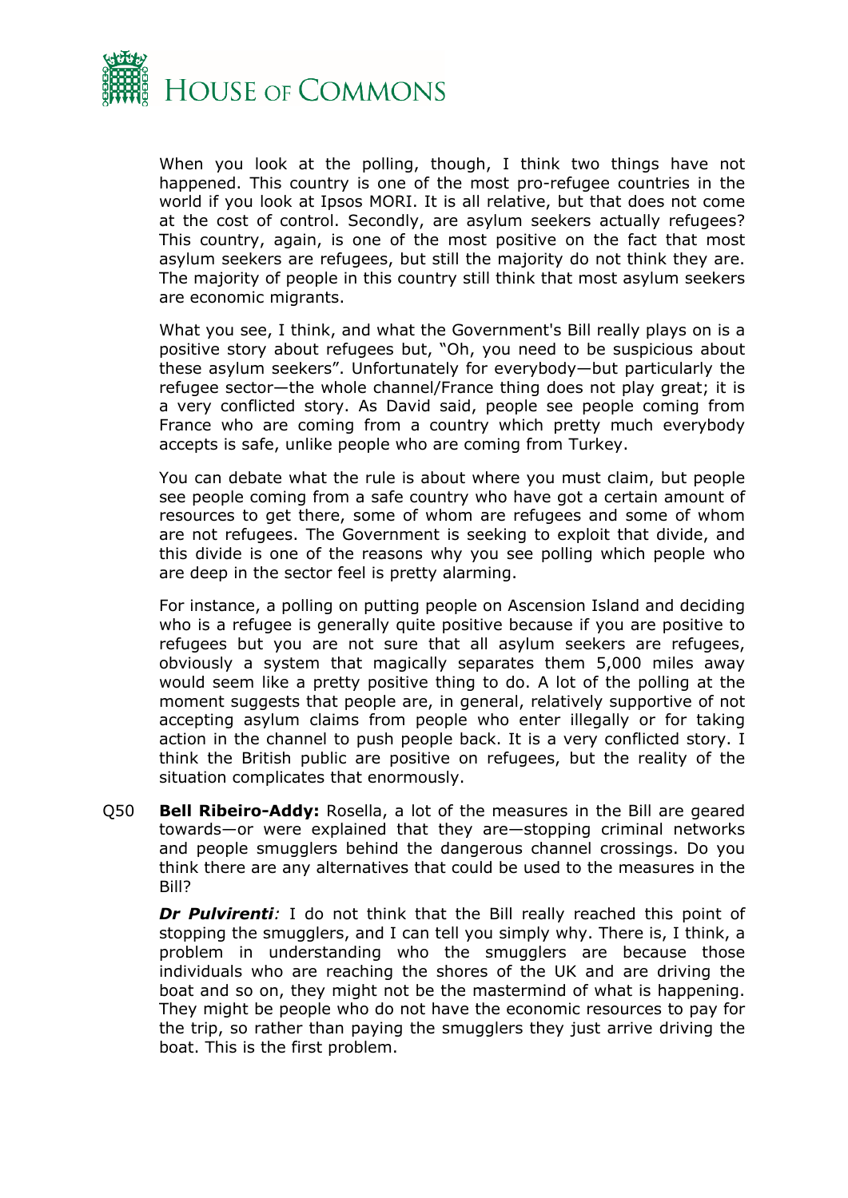When you look at the polling, though, I think two things have not happened. This country is one of the most pro-refugee countries in the world if you look at Ipsos MORI. It is all relative, but that does not come at the cost of control. Secondly, are asylum seekers actually refugees? This country, again, is one of the most positive on the fact that most asylum seekers are refugees, but still the majority do not think they are. The majority of people in this country still think that most asylum seekers are economic migrants.

What you see, I think, and what the Government's Bill really plays on is a positive story about refugees but, "Oh, you need to be suspicious about these asylum seekers". Unfortunately for everybody—but particularly the refugee sector—the whole channel/France thing does not play great; it is a very conflicted story. As David said, people see people coming from France who are coming from a country which pretty much everybody accepts is safe, unlike people who are coming from Turkey.

You can debate what the rule is about where you must claim, but people see people coming from a safe country who have got a certain amount of resources to get there, some of whom are refugees and some of whom are not refugees. The Government is seeking to exploit that divide, and this divide is one of the reasons why you see polling which people who are deep in the sector feel is pretty alarming.

For instance, a polling on putting people on Ascension Island and deciding who is a refugee is generally quite positive because if you are positive to refugees but you are not sure that all asylum seekers are refugees, obviously a system that magically separates them 5,000 miles away would seem like a pretty positive thing to do. A lot of the polling at the moment suggests that people are, in general, relatively supportive of not accepting asylum claims from people who enter illegally or for taking action in the channel to push people back. It is a very conflicted story. I think the British public are positive on refugees, but the reality of the situation complicates that enormously.

Q50 **Bell Ribeiro-Addy:** Rosella, a lot of the measures in the Bill are geared towards—or were explained that they are—stopping criminal networks and people smugglers behind the dangerous channel crossings. Do you think there are any alternatives that could be used to the measures in the Bill?

***Dr Pulvirenti**:* I do not think that the Bill really reached this point of stopping the smugglers, and I can tell you simply why. There is, I think, a problem in understanding who the smugglers are because those individuals who are reaching the shores of the UK and are driving the boat and so on, they might not be the mastermind of what is happening. They might be people who do not have the economic resources to pay for the trip, so rather than paying the smugglers they just arrive driving the boat. This is the first problem.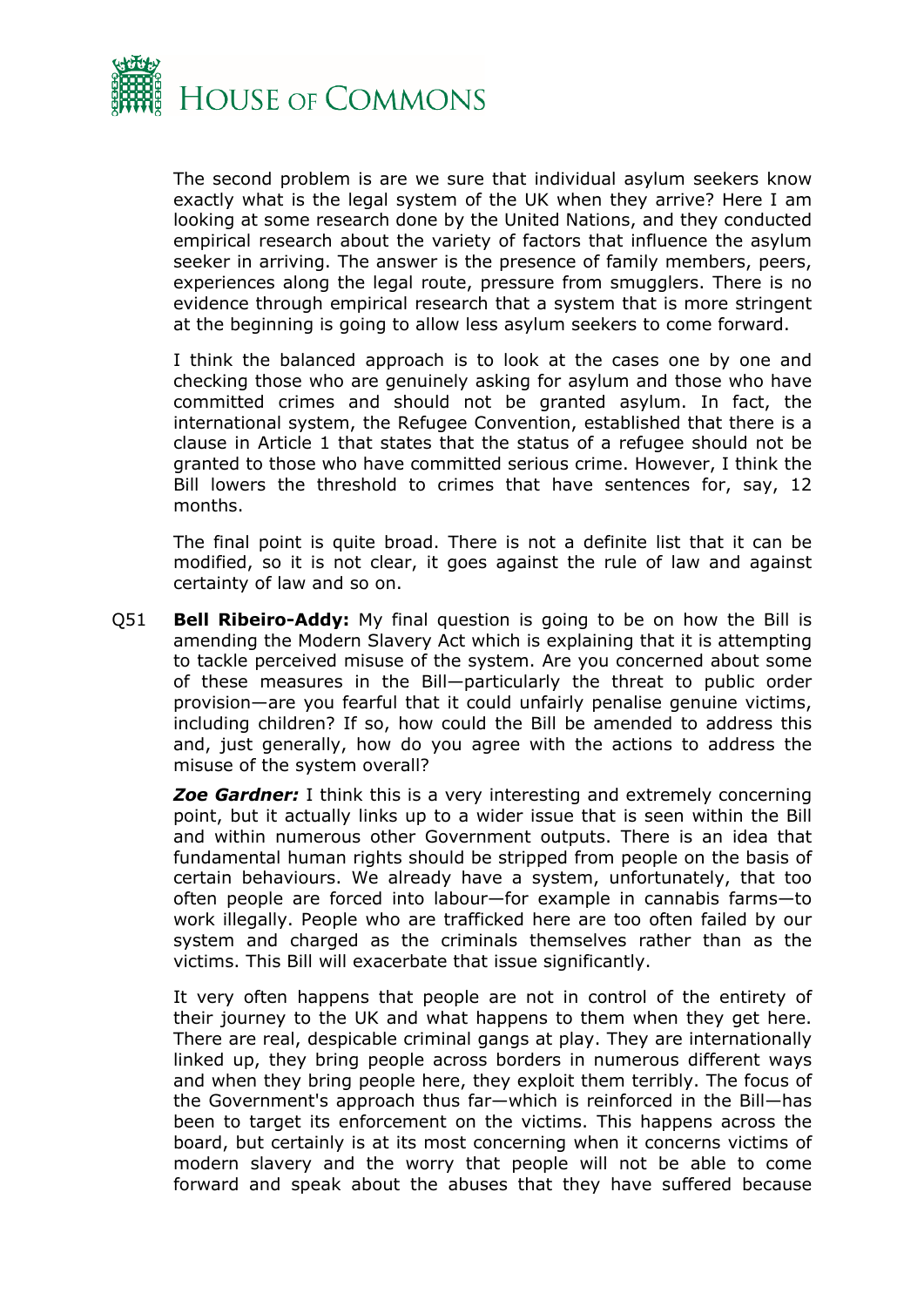The second problem is are we sure that individual asylum seekers know exactly what is the legal system of the UK when they arrive? Here I am looking at some research done by the United Nations, and they conducted empirical research about the variety of factors that influence the asylum seeker in arriving. The answer is the presence of family members, peers, experiences along the legal route, pressure from smugglers. There is no evidence through empirical research that a system that is more stringent at the beginning is going to allow less asylum seekers to come forward.

I think the balanced approach is to look at the cases one by one and checking those who are genuinely asking for asylum and those who have committed crimes and should not be granted asylum. In fact, the international system, the Refugee Convention, established that there is a clause in Article 1 that states that the status of a refugee should not be granted to those who have committed serious crime. However, I think the Bill lowers the threshold to crimes that have sentences for, say, 12 months.

The final point is quite broad. There is not a definite list that it can be modified, so it is not clear, it goes against the rule of law and against certainty of law and so on.

Q51 **Bell Ribeiro-Addy:** My final question is going to be on how the Bill is amending the Modern Slavery Act which is explaining that it is attempting to tackle perceived misuse of the system. Are you concerned about some of these measures in the Bill—particularly the threat to public order provision—are you fearful that it could unfairly penalise genuine victims, including children? If so, how could the Bill be amended to address this and, just generally, how do you agree with the actions to address the misuse of the system overall?

***Zoe Gardner:*** I think this is a very interesting and extremely concerning point, but it actually links up to a wider issue that is seen within the Bill and within numerous other Government outputs. There is an idea that fundamental human rights should be stripped from people on the basis of certain behaviours. We already have a system, unfortunately, that too often people are forced into labour—for example in cannabis farms—to work illegally. People who are trafficked here are too often failed by our system and charged as the criminals themselves rather than as the victims. This Bill will exacerbate that issue significantly.

It very often happens that people are not in control of the entirety of their journey to the UK and what happens to them when they get here. There are real, despicable criminal gangs at play. They are internationally linked up, they bring people across borders in numerous different ways and when they bring people here, they exploit them terribly. The focus of the Government's approach thus far—which is reinforced in the Bill—has been to target its enforcement on the victims. This happens across the board, but certainly is at its most concerning when it concerns victims of modern slavery and the worry that people will not be able to come forward and speak about the abuses that they have suffered because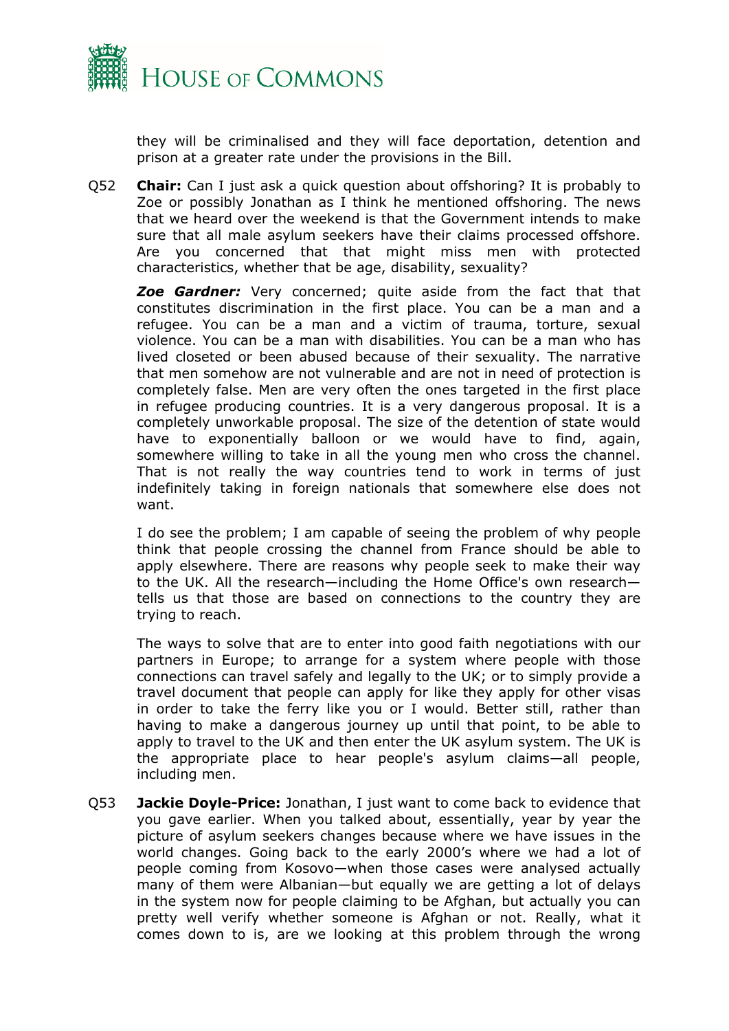they will be criminalised and they will face deportation, detention and prison at a greater rate under the provisions in the Bill.

Q52 **Chair:** Can I just ask a quick question about offshoring? It is probably to Zoe or possibly Jonathan as I think he mentioned offshoring. The news that we heard over the weekend is that the Government intends to make sure that all male asylum seekers have their claims processed offshore. Are you concerned that that might miss men with protected characteristics, whether that be age, disability, sexuality?

***Zoe Gardner:*** Very concerned; quite aside from the fact that that constitutes discrimination in the first place. You can be a man and a refugee. You can be a man and a victim of trauma, torture, sexual violence. You can be a man with disabilities. You can be a man who has lived closeted or been abused because of their sexuality. The narrative that men somehow are not vulnerable and are not in need of protection is completely false. Men are very often the ones targeted in the first place in refugee producing countries. It is a very dangerous proposal. It is a completely unworkable proposal. The size of the detention of state would have to exponentially balloon or we would have to find, again, somewhere willing to take in all the young men who cross the channel. That is not really the way countries tend to work in terms of just indefinitely taking in foreign nationals that somewhere else does not want.

I do see the problem; I am capable of seeing the problem of why people think that people crossing the channel from France should be able to apply elsewhere. There are reasons why people seek to make their way to the UK. All the research—including the Home Office's own research—tells us that those are based on connections to the country they are trying to reach.

The ways to solve that are to enter into good faith negotiations with our partners in Europe; to arrange for a system where people with those connections can travel safely and legally to the UK; or to simply provide a travel document that people can apply for like they apply for other visas in order to take the ferry like you or I would. Better still, rather than having to make a dangerous journey up until that point, to be able to apply to travel to the UK and then enter the UK asylum system. The UK is the appropriate place to hear people's asylum claims—all people, including men.

Q53 **Jackie Doyle-Price:** Jonathan, I just want to come back to evidence that you gave earlier. When you talked about, essentially, year by year the picture of asylum seekers changes because where we have issues in the world changes. Going back to the early 2000's where we had a lot of people coming from Kosovo—when those cases were analysed actually many of them were Albanian—but equally we are getting a lot of delays in the system now for people claiming to be Afghan, but actually you can pretty well verify whether someone is Afghan or not. Really, what it comes down to is, are we looking at this problem through the wrong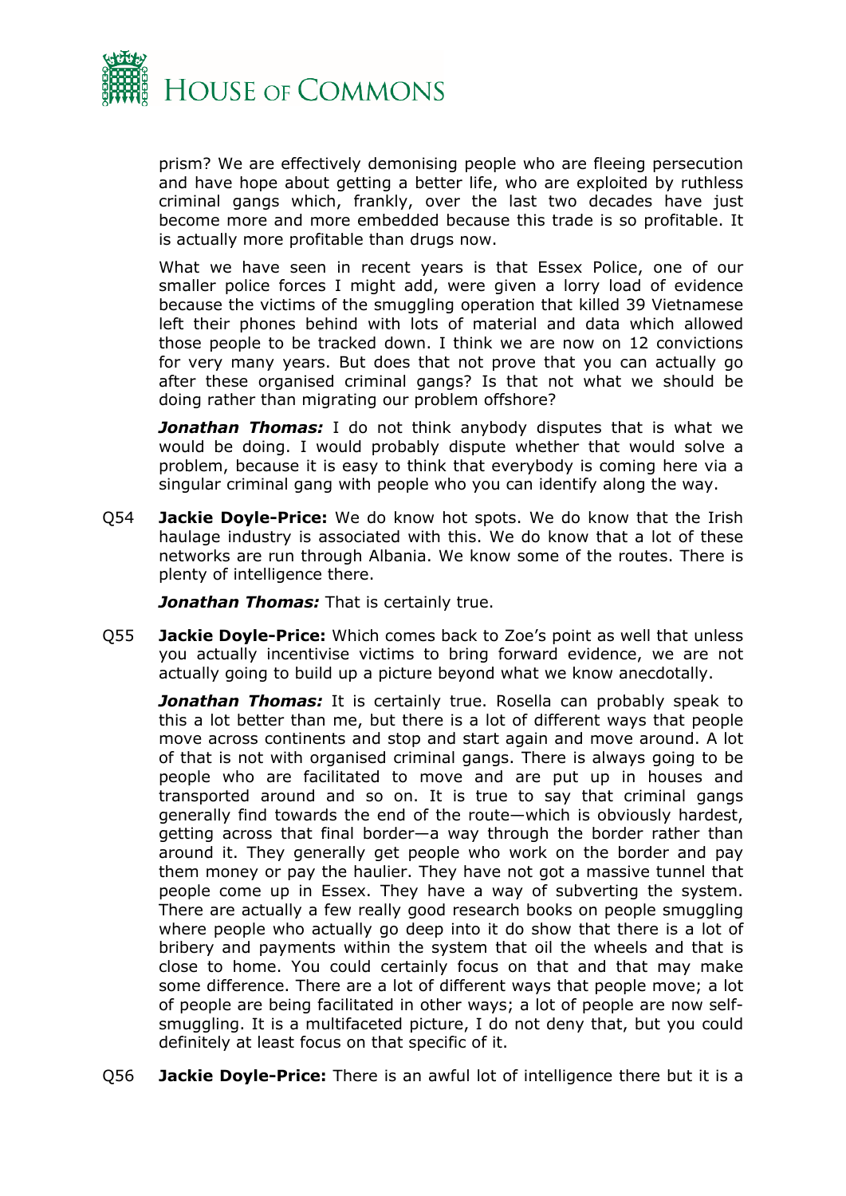prism? We are effectively demonising people who are fleeing persecution and have hope about getting a better life, who are exploited by ruthless criminal gangs which, frankly, over the last two decades have just become more and more embedded because this trade is so profitable. It is actually more profitable than drugs now.

What we have seen in recent years is that Essex Police, one of our smaller police forces I might add, were given a lorry load of evidence because the victims of the smuggling operation that killed 39 Vietnamese left their phones behind with lots of material and data which allowed those people to be tracked down. I think we are now on 12 convictions for very many years. But does that not prove that you can actually go after these organised criminal gangs? Is that not what we should be doing rather than migrating our problem offshore?

***Jonathan Thomas:*** I do not think anybody disputes that is what we would be doing. I would probably dispute whether that would solve a problem, because it is easy to think that everybody is coming here via a singular criminal gang with people who you can identify along the way.

Q54 **Jackie Doyle-Price:** We do know hot spots. We do know that the Irish haulage industry is associated with this. We do know that a lot of these networks are run through Albania. We know some of the routes. There is plenty of intelligence there.

***Jonathan Thomas:*** That is certainly true.

Q55 **Jackie Doyle-Price:** Which comes back to Zoe's point as well that unless you actually incentivise victims to bring forward evidence, we are not actually going to build up a picture beyond what we know anecdotally.

***Jonathan Thomas:*** It is certainly true. Rosella can probably speak to this a lot better than me, but there is a lot of different ways that people move across continents and stop and start again and move around. A lot of that is not with organised criminal gangs. There is always going to be people who are facilitated to move and are put up in houses and transported around and so on. It is true to say that criminal gangs generally find towards the end of the route—which is obviously hardest, getting across that final border—a way through the border rather than around it. They generally get people who work on the border and pay them money or pay the haulier. They have not got a massive tunnel that people come up in Essex. They have a way of subverting the system. There are actually a few really good research books on people smuggling where people who actually go deep into it do show that there is a lot of bribery and payments within the system that oil the wheels and that is close to home. You could certainly focus on that and that may make some difference. There are a lot of different ways that people move; a lot of people are being facilitated in other ways; a lot of people are now self-smuggling. It is a multifaceted picture, I do not deny that, but you could definitely at least focus on that specific of it.

Q56 **Jackie Doyle-Price:** There is an awful lot of intelligence there but it is a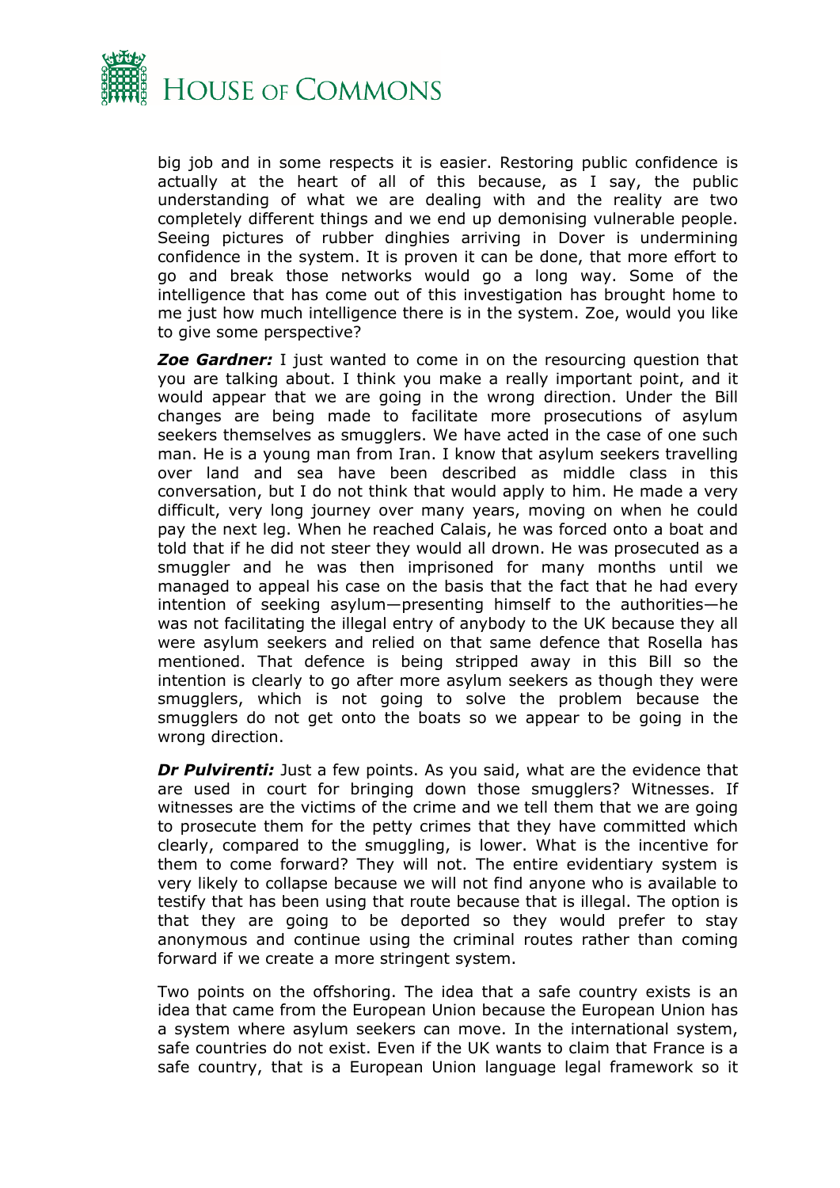big job and in some respects it is easier. Restoring public confidence is actually at the heart of all of this because, as I say, the public understanding of what we are dealing with and the reality are two completely different things and we end up demonising vulnerable people. Seeing pictures of rubber dinghies arriving in Dover is undermining confidence in the system. It is proven it can be done, that more effort to go and break those networks would go a long way. Some of the intelligence that has come out of this investigation has brought home to me just how much intelligence there is in the system. Zoe, would you like to give some perspective?

***Zoe Gardner:*** I just wanted to come in on the resourcing question that you are talking about. I think you make a really important point, and it would appear that we are going in the wrong direction. Under the Bill changes are being made to facilitate more prosecutions of asylum seekers themselves as smugglers. We have acted in the case of one such man. He is a young man from Iran. I know that asylum seekers travelling over land and sea have been described as middle class in this conversation, but I do not think that would apply to him. He made a very difficult, very long journey over many years, moving on when he could pay the next leg. When he reached Calais, he was forced onto a boat and told that if he did not steer they would all drown. He was prosecuted as a smuggler and he was then imprisoned for many months until we managed to appeal his case on the basis that the fact that he had every intention of seeking asylum—presenting himself to the authorities—he was not facilitating the illegal entry of anybody to the UK because they all were asylum seekers and relied on that same defence that Rosella has mentioned. That defence is being stripped away in this Bill so the intention is clearly to go after more asylum seekers as though they were smugglers, which is not going to solve the problem because the smugglers do not get onto the boats so we appear to be going in the wrong direction.

***Dr Pulvirenti:*** Just a few points. As you said, what are the evidence that are used in court for bringing down those smugglers? Witnesses. If witnesses are the victims of the crime and we tell them that we are going to prosecute them for the petty crimes that they have committed which clearly, compared to the smuggling, is lower. What is the incentive for them to come forward? They will not. The entire evidentiary system is very likely to collapse because we will not find anyone who is available to testify that has been using that route because that is illegal. The option is that they are going to be deported so they would prefer to stay anonymous and continue using the criminal routes rather than coming forward if we create a more stringent system.

Two points on the offshoring. The idea that a safe country exists is an idea that came from the European Union because the European Union has a system where asylum seekers can move. In the international system, safe countries do not exist. Even if the UK wants to claim that France is a safe country, that is a European Union language legal framework so it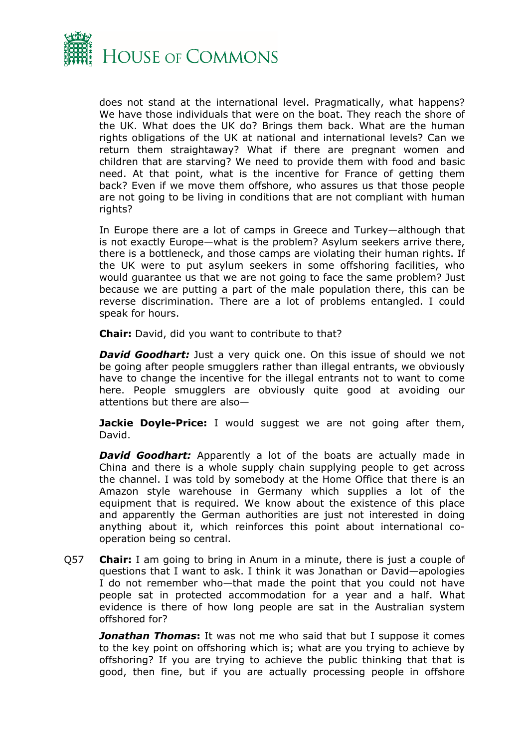does not stand at the international level. Pragmatically, what happens? We have those individuals that were on the boat. They reach the shore of the UK. What does the UK do? Brings them back. What are the human rights obligations of the UK at national and international levels? Can we return them straightaway? What if there are pregnant women and children that are starving? We need to provide them with food and basic need. At that point, what is the incentive for France of getting them back? Even if we move them offshore, who assures us that those people are not going to be living in conditions that are not compliant with human rights?

In Europe there are a lot of camps in Greece and Turkey—although that is not exactly Europe—what is the problem? Asylum seekers arrive there, there is a bottleneck, and those camps are violating their human rights. If the UK were to put asylum seekers in some offshoring facilities, who would guarantee us that we are not going to face the same problem? Just because we are putting a part of the male population there, this can be reverse discrimination. There are a lot of problems entangled. I could speak for hours.

**Chair:** David, did you want to contribute to that?

***David Goodhart:*** Just a very quick one. On this issue of should we not be going after people smugglers rather than illegal entrants, we obviously have to change the incentive for the illegal entrants not to want to come here. People smugglers are obviously quite good at avoiding our attentions but there are also—

**Jackie Doyle-Price:** I would suggest we are not going after them, David.

***David Goodhart:*** Apparently a lot of the boats are actually made in China and there is a whole supply chain supplying people to get across the channel. I was told by somebody at the Home Office that there is an Amazon style warehouse in Germany which supplies a lot of the equipment that is required. We know about the existence of this place and apparently the German authorities are just not interested in doing anything about it, which reinforces this point about international co-operation being so central.

Q57 **Chair:** I am going to bring in Anum in a minute, there is just a couple of questions that I want to ask. I think it was Jonathan or David—apologies I do not remember who—that made the point that you could not have people sat in protected accommodation for a year and a half. What evidence is there of how long people are sat in the Australian system offshored for?

***Jonathan Thomas*****:** It was not me who said that but I suppose it comes to the key point on offshoring which is; what are you trying to achieve by offshoring? If you are trying to achieve the public thinking that that is good, then fine, but if you are actually processing people in offshore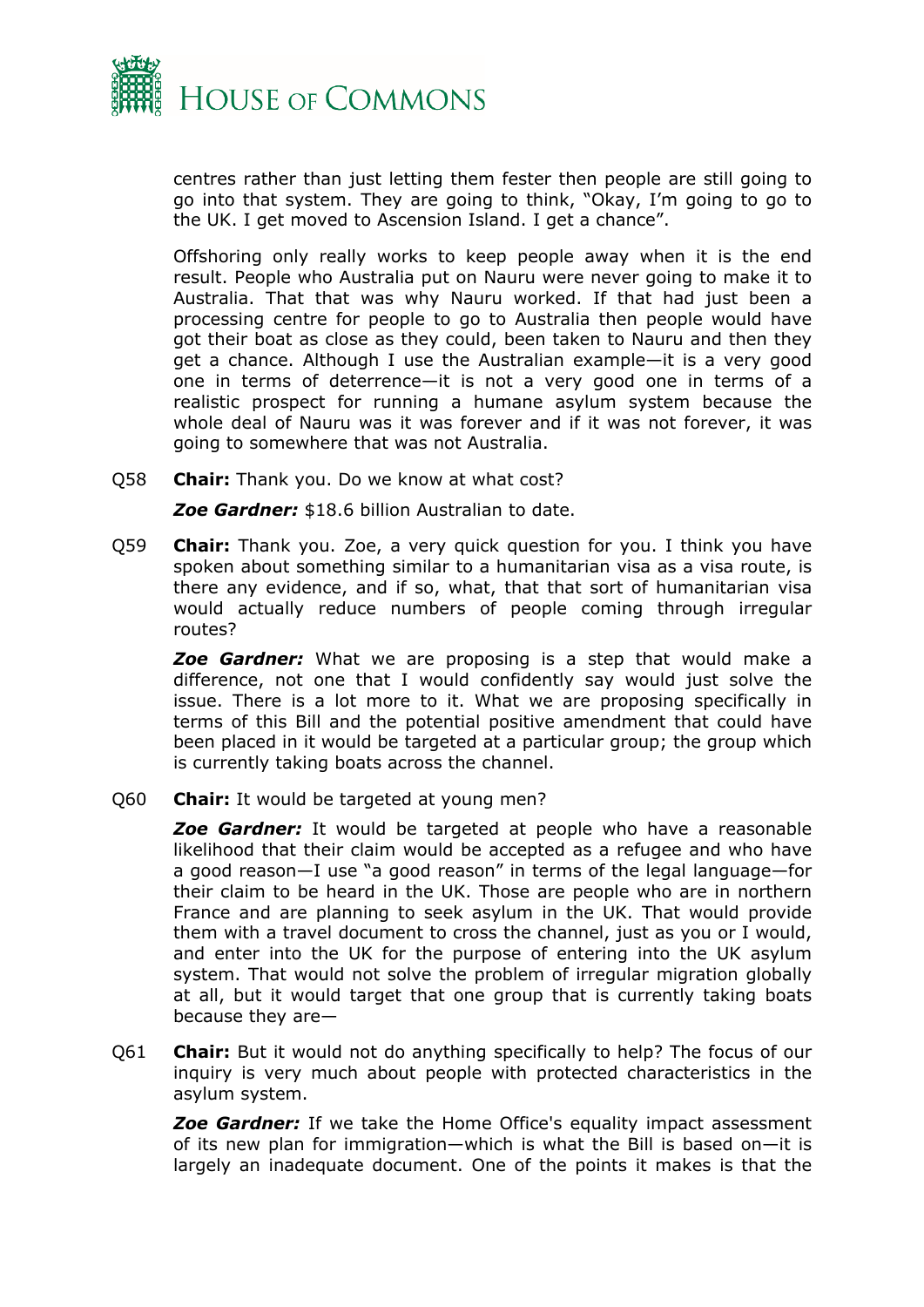centres rather than just letting them fester then people are still going to go into that system. They are going to think, "Okay, I'm going to go to the UK. I get moved to Ascension Island. I get a chance".

Offshoring only really works to keep people away when it is the end result. People who Australia put on Nauru were never going to make it to Australia. That that was why Nauru worked. If that had just been a processing centre for people to go to Australia then people would have got their boat as close as they could, been taken to Nauru and then they get a chance. Although I use the Australian example—it is a very good one in terms of deterrence—it is not a very good one in terms of a realistic prospect for running a humane asylum system because the whole deal of Nauru was it was forever and if it was not forever, it was going to somewhere that was not Australia.

Q58 **Chair:** Thank you. Do we know at what cost?

***Zoe Gardner:*** $18.6 billion Australian to date.

Q59 **Chair:** Thank you. Zoe, a very quick question for you. I think you have spoken about something similar to a humanitarian visa as a visa route, is there any evidence, and if so, what, that that sort of humanitarian visa would actually reduce numbers of people coming through irregular routes?

***Zoe Gardner:*** What we are proposing is a step that would make a difference, not one that I would confidently say would just solve the issue. There is a lot more to it. What we are proposing specifically in terms of this Bill and the potential positive amendment that could have been placed in it would be targeted at a particular group; the group which is currently taking boats across the channel.

Q60 **Chair:** It would be targeted at young men?

***Zoe Gardner:*** It would be targeted at people who have a reasonable likelihood that their claim would be accepted as a refugee and who have a good reason—I use "a good reason" in terms of the legal language—for their claim to be heard in the UK. Those are people who are in northern France and are planning to seek asylum in the UK. That would provide them with a travel document to cross the channel, just as you or I would, and enter into the UK for the purpose of entering into the UK asylum system. That would not solve the problem of irregular migration globally at all, but it would target that one group that is currently taking boats because they are—

Q61 **Chair:** But it would not do anything specifically to help? The focus of our inquiry is very much about people with protected characteristics in the asylum system.

***Zoe Gardner:*** If we take the Home Office's equality impact assessment of its new plan for immigration—which is what the Bill is based on—it is largely an inadequate document. One of the points it makes is that the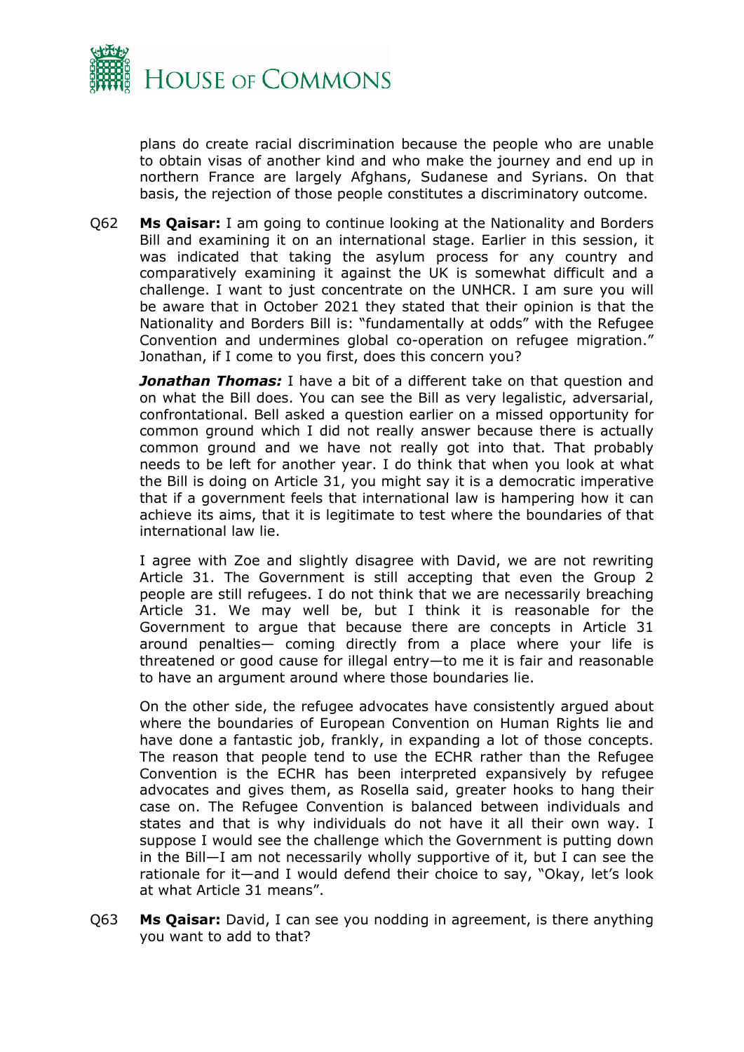plans do create racial discrimination because the people who are unable to obtain visas of another kind and who make the journey and end up in northern France are largely Afghans, Sudanese and Syrians. On that basis, the rejection of those people constitutes a discriminatory outcome.

Q62 **Ms Qaisar:** I am going to continue looking at the Nationality and Borders Bill and examining it on an international stage. Earlier in this session, it was indicated that taking the asylum process for any country and comparatively examining it against the UK is somewhat difficult and a challenge. I want to just concentrate on the UNHCR. I am sure you will be aware that in October 2021 they stated that their opinion is that the Nationality and Borders Bill is: "fundamentally at odds" with the Refugee Convention and undermines global co-operation on refugee migration." Jonathan, if I come to you first, does this concern you?

***Jonathan Thomas:*** I have a bit of a different take on that question and on what the Bill does. You can see the Bill as very legalistic, adversarial, confrontational. Bell asked a question earlier on a missed opportunity for common ground which I did not really answer because there is actually common ground and we have not really got into that. That probably needs to be left for another year. I do think that when you look at what the Bill is doing on Article 31, you might say it is a democratic imperative that if a government feels that international law is hampering how it can achieve its aims, that it is legitimate to test where the boundaries of that international law lie.

I agree with Zoe and slightly disagree with David, we are not rewriting Article 31. The Government is still accepting that even the Group 2 people are still refugees. I do not think that we are necessarily breaching Article 31. We may well be, but I think it is reasonable for the Government to argue that because there are concepts in Article 31 around penalties— coming directly from a place where your life is threatened or good cause for illegal entry—to me it is fair and reasonable to have an argument around where those boundaries lie.

On the other side, the refugee advocates have consistently argued about where the boundaries of European Convention on Human Rights lie and have done a fantastic job, frankly, in expanding a lot of those concepts. The reason that people tend to use the ECHR rather than the Refugee Convention is the ECHR has been interpreted expansively by refugee advocates and gives them, as Rosella said, greater hooks to hang their case on. The Refugee Convention is balanced between individuals and states and that is why individuals do not have it all their own way. I suppose I would see the challenge which the Government is putting down in the Bill—I am not necessarily wholly supportive of it, but I can see the rationale for it—and I would defend their choice to say, "Okay, let's look at what Article 31 means".

Q63 **Ms Qaisar:** David, I can see you nodding in agreement, is there anything you want to add to that?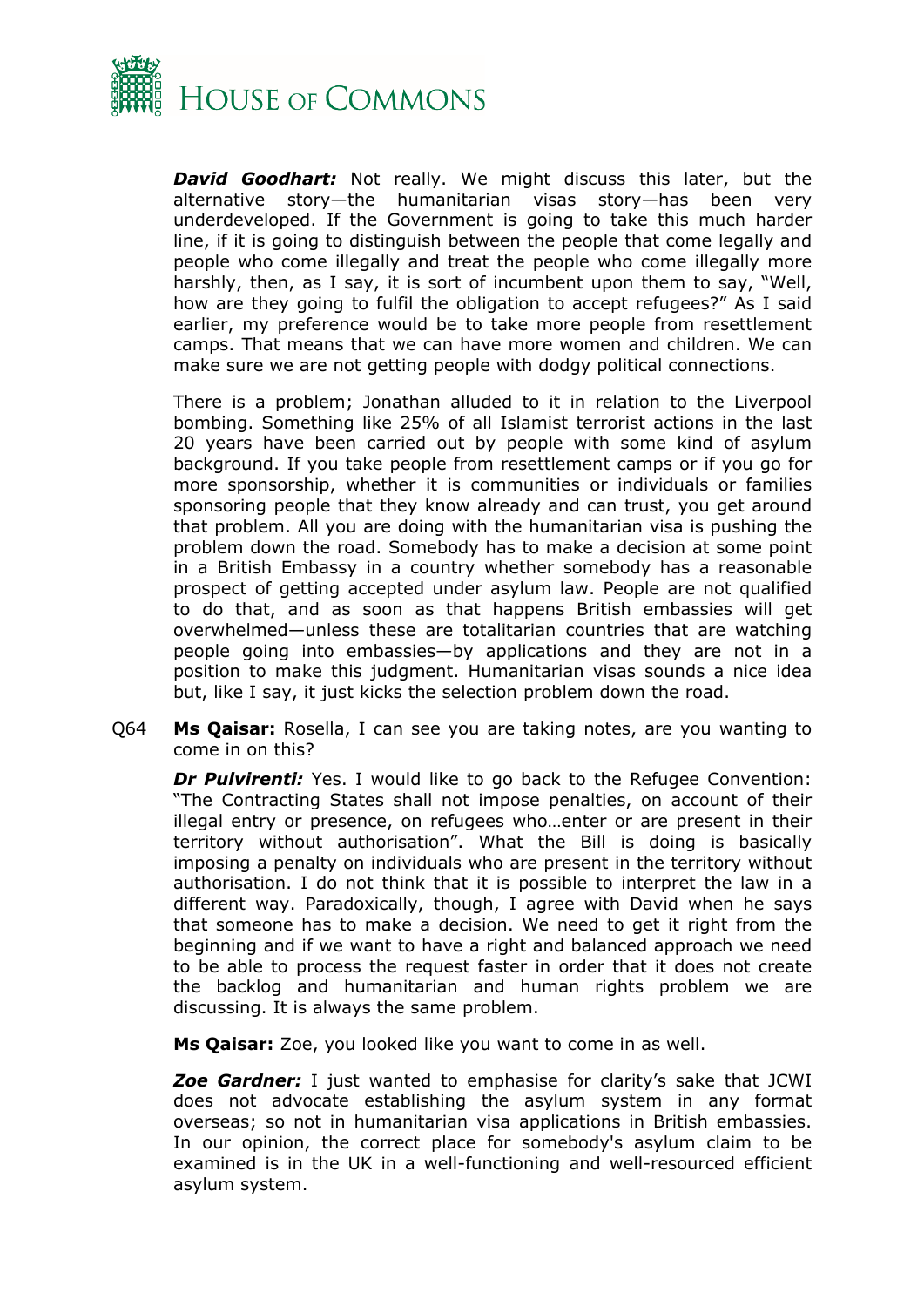***David Goodhart:*** Not really. We might discuss this later, but the alternative story—the humanitarian visas story—has been very underdeveloped. If the Government is going to take this much harder line, if it is going to distinguish between the people that come legally and people who come illegally and treat the people who come illegally more harshly, then, as I say, it is sort of incumbent upon them to say, "Well, how are they going to fulfil the obligation to accept refugees?" As I said earlier, my preference would be to take more people from resettlement camps. That means that we can have more women and children. We can make sure we are not getting people with dodgy political connections.

There is a problem; Jonathan alluded to it in relation to the Liverpool bombing. Something like 25% of all Islamist terrorist actions in the last 20 years have been carried out by people with some kind of asylum background. If you take people from resettlement camps or if you go for more sponsorship, whether it is communities or individuals or families sponsoring people that they know already and can trust, you get around that problem. All you are doing with the humanitarian visa is pushing the problem down the road. Somebody has to make a decision at some point in a British Embassy in a country whether somebody has a reasonable prospect of getting accepted under asylum law. People are not qualified to do that, and as soon as that happens British embassies will get overwhelmed—unless these are totalitarian countries that are watching people going into embassies—by applications and they are not in a position to make this judgment. Humanitarian visas sounds a nice idea but, like I say, it just kicks the selection problem down the road.

Q64 **Ms Qaisar:** Rosella, I can see you are taking notes, are you wanting to come in on this?

***Dr Pulvirenti:*** Yes. I would like to go back to the Refugee Convention: "The Contracting States shall not impose penalties, on account of their illegal entry or presence, on refugees who…enter or are present in their territory without authorisation". What the Bill is doing is basically imposing a penalty on individuals who are present in the territory without authorisation. I do not think that it is possible to interpret the law in a different way. Paradoxically, though, I agree with David when he says that someone has to make a decision. We need to get it right from the beginning and if we want to have a right and balanced approach we need to be able to process the request faster in order that it does not create the backlog and humanitarian and human rights problem we are discussing. It is always the same problem.

**Ms Qaisar:** Zoe, you looked like you want to come in as well.

***Zoe Gardner:*** I just wanted to emphasise for clarity's sake that JCWI does not advocate establishing the asylum system in any format overseas; so not in humanitarian visa applications in British embassies. In our opinion, the correct place for somebody's asylum claim to be examined is in the UK in a well-functioning and well-resourced efficient asylum system.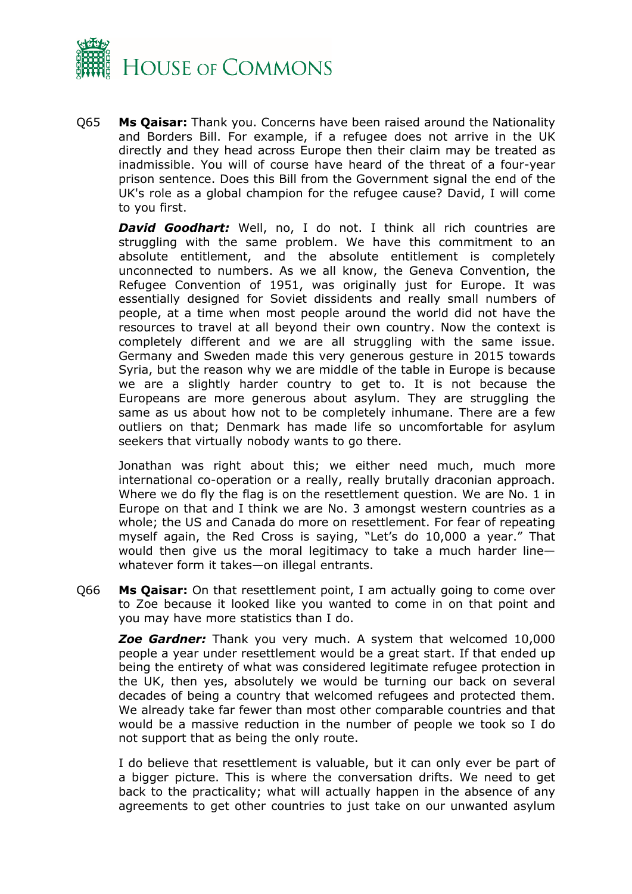Q65 **Ms Qaisar:** Thank you. Concerns have been raised around the Nationality and Borders Bill. For example, if a refugee does not arrive in the UK directly and they head across Europe then their claim may be treated as inadmissible. You will of course have heard of the threat of a four-year prison sentence. Does this Bill from the Government signal the end of the UK's role as a global champion for the refugee cause? David, I will come to you first.

***David Goodhart:*** Well, no, I do not. I think all rich countries are struggling with the same problem. We have this commitment to an absolute entitlement, and the absolute entitlement is completely unconnected to numbers. As we all know, the Geneva Convention, the Refugee Convention of 1951, was originally just for Europe. It was essentially designed for Soviet dissidents and really small numbers of people, at a time when most people around the world did not have the resources to travel at all beyond their own country. Now the context is completely different and we are all struggling with the same issue. Germany and Sweden made this very generous gesture in 2015 towards Syria, but the reason why we are middle of the table in Europe is because we are a slightly harder country to get to. It is not because the Europeans are more generous about asylum. They are struggling the same as us about how not to be completely inhumane. There are a few outliers on that; Denmark has made life so uncomfortable for asylum seekers that virtually nobody wants to go there.

Jonathan was right about this; we either need much, much more international co-operation or a really, really brutally draconian approach. Where we do fly the flag is on the resettlement question. We are No. 1 in Europe on that and I think we are No. 3 amongst western countries as a whole; the US and Canada do more on resettlement. For fear of repeating myself again, the Red Cross is saying, "Let's do 10,000 a year." That would then give us the moral legitimacy to take a much harder line—whatever form it takes—on illegal entrants.

Q66 **Ms Qaisar:** On that resettlement point, I am actually going to come over to Zoe because it looked like you wanted to come in on that point and you may have more statistics than I do.

***Zoe Gardner:*** Thank you very much. A system that welcomed 10,000 people a year under resettlement would be a great start. If that ended up being the entirety of what was considered legitimate refugee protection in the UK, then yes, absolutely we would be turning our back on several decades of being a country that welcomed refugees and protected them. We already take far fewer than most other comparable countries and that would be a massive reduction in the number of people we took so I do not support that as being the only route.

I do believe that resettlement is valuable, but it can only ever be part of a bigger picture. This is where the conversation drifts. We need to get back to the practicality; what will actually happen in the absence of any agreements to get other countries to just take on our unwanted asylum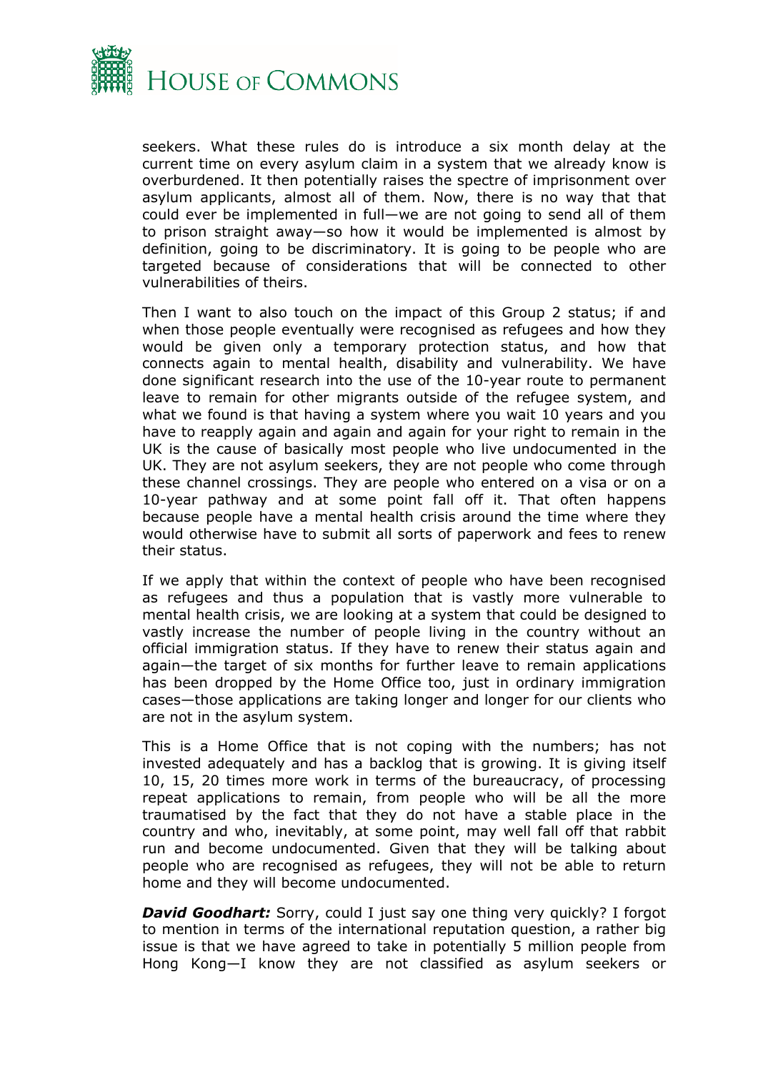seekers. What these rules do is introduce a six month delay at the current time on every asylum claim in a system that we already know is overburdened. It then potentially raises the spectre of imprisonment over asylum applicants, almost all of them. Now, there is no way that that could ever be implemented in full—we are not going to send all of them to prison straight away—so how it would be implemented is almost by definition, going to be discriminatory. It is going to be people who are targeted because of considerations that will be connected to other vulnerabilities of theirs.

Then I want to also touch on the impact of this Group 2 status; if and when those people eventually were recognised as refugees and how they would be given only a temporary protection status, and how that connects again to mental health, disability and vulnerability. We have done significant research into the use of the 10-year route to permanent leave to remain for other migrants outside of the refugee system, and what we found is that having a system where you wait 10 years and you have to reapply again and again and again for your right to remain in the UK is the cause of basically most people who live undocumented in the UK. They are not asylum seekers, they are not people who come through these channel crossings. They are people who entered on a visa or on a 10-year pathway and at some point fall off it. That often happens because people have a mental health crisis around the time where they would otherwise have to submit all sorts of paperwork and fees to renew their status.

If we apply that within the context of people who have been recognised as refugees and thus a population that is vastly more vulnerable to mental health crisis, we are looking at a system that could be designed to vastly increase the number of people living in the country without an official immigration status. If they have to renew their status again and again—the target of six months for further leave to remain applications has been dropped by the Home Office too, just in ordinary immigration cases—those applications are taking longer and longer for our clients who are not in the asylum system.

This is a Home Office that is not coping with the numbers; has not invested adequately and has a backlog that is growing. It is giving itself 10, 15, 20 times more work in terms of the bureaucracy, of processing repeat applications to remain, from people who will be all the more traumatised by the fact that they do not have a stable place in the country and who, inevitably, at some point, may well fall off that rabbit run and become undocumented. Given that they will be talking about people who are recognised as refugees, they will not be able to return home and they will become undocumented.

***David Goodhart:*** Sorry, could I just say one thing very quickly? I forgot to mention in terms of the international reputation question, a rather big issue is that we have agreed to take in potentially 5 million people from Hong Kong—I know they are not classified as asylum seekers or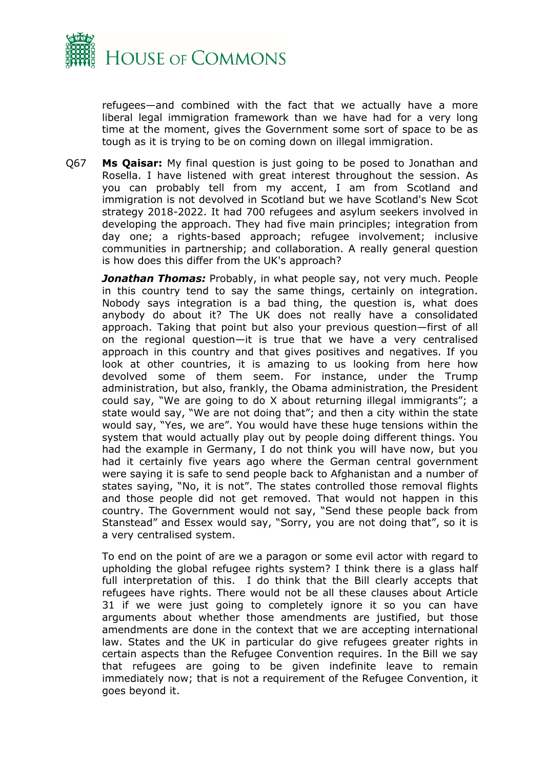refugees—and combined with the fact that we actually have a more liberal legal immigration framework than we have had for a very long time at the moment, gives the Government some sort of space to be as tough as it is trying to be on coming down on illegal immigration.

Q67 **Ms Qaisar:** My final question is just going to be posed to Jonathan and Rosella. I have listened with great interest throughout the session. As you can probably tell from my accent, I am from Scotland and immigration is not devolved in Scotland but we have Scotland's New Scot strategy 2018-2022. It had 700 refugees and asylum seekers involved in developing the approach. They had five main principles; integration from day one; a rights-based approach; refugee involvement; inclusive communities in partnership; and collaboration. A really general question is how does this differ from the UK's approach?

***Jonathan Thomas:*** Probably, in what people say, not very much. People in this country tend to say the same things, certainly on integration. Nobody says integration is a bad thing, the question is, what does anybody do about it? The UK does not really have a consolidated approach. Taking that point but also your previous question—first of all on the regional question—it is true that we have a very centralised approach in this country and that gives positives and negatives. If you look at other countries, it is amazing to us looking from here how devolved some of them seem. For instance, under the Trump administration, but also, frankly, the Obama administration, the President could say, "We are going to do X about returning illegal immigrants"; a state would say, "We are not doing that"; and then a city within the state would say, "Yes, we are". You would have these huge tensions within the system that would actually play out by people doing different things. You had the example in Germany, I do not think you will have now, but you had it certainly five years ago where the German central government were saying it is safe to send people back to Afghanistan and a number of states saying, "No, it is not". The states controlled those removal flights and those people did not get removed. That would not happen in this country. The Government would not say, "Send these people back from Stanstead" and Essex would say, "Sorry, you are not doing that", so it is a very centralised system.

To end on the point of are we a paragon or some evil actor with regard to upholding the global refugee rights system? I think there is a glass half full interpretation of this. I do think that the Bill clearly accepts that refugees have rights. There would not be all these clauses about Article 31 if we were just going to completely ignore it so you can have arguments about whether those amendments are justified, but those amendments are done in the context that we are accepting international law. States and the UK in particular do give refugees greater rights in certain aspects than the Refugee Convention requires. In the Bill we say that refugees are going to be given indefinite leave to remain immediately now; that is not a requirement of the Refugee Convention, it goes beyond it.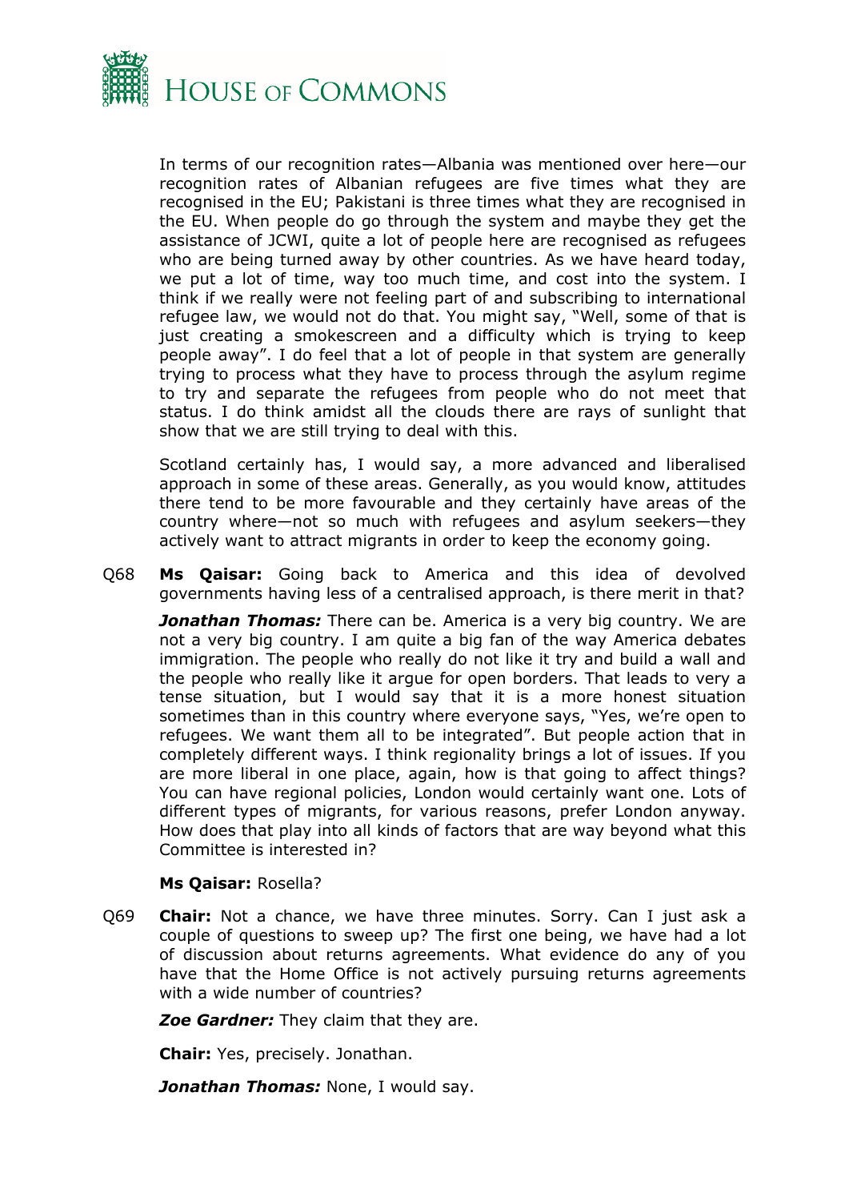In terms of our recognition rates—Albania was mentioned over here—our recognition rates of Albanian refugees are five times what they are recognised in the EU; Pakistani is three times what they are recognised in the EU. When people do go through the system and maybe they get the assistance of JCWI, quite a lot of people here are recognised as refugees who are being turned away by other countries. As we have heard today, we put a lot of time, way too much time, and cost into the system. I think if we really were not feeling part of and subscribing to international refugee law, we would not do that. You might say, "Well, some of that is just creating a smokescreen and a difficulty which is trying to keep people away". I do feel that a lot of people in that system are generally trying to process what they have to process through the asylum regime to try and separate the refugees from people who do not meet that status. I do think amidst all the clouds there are rays of sunlight that show that we are still trying to deal with this.

Scotland certainly has, I would say, a more advanced and liberalised approach in some of these areas. Generally, as you would know, attitudes there tend to be more favourable and they certainly have areas of the country where—not so much with refugees and asylum seekers—they actively want to attract migrants in order to keep the economy going.

Q68 **Ms Qaisar:** Going back to America and this idea of devolved governments having less of a centralised approach, is there merit in that?

***Jonathan Thomas:*** There can be. America is a very big country. We are not a very big country. I am quite a big fan of the way America debates immigration. The people who really do not like it try and build a wall and the people who really like it argue for open borders. That leads to very a tense situation, but I would say that it is a more honest situation sometimes than in this country where everyone says, "Yes, we're open to refugees. We want them all to be integrated". But people action that in completely different ways. I think regionality brings a lot of issues. If you are more liberal in one place, again, how is that going to affect things? You can have regional policies, London would certainly want one. Lots of different types of migrants, for various reasons, prefer London anyway. How does that play into all kinds of factors that are way beyond what this Committee is interested in?

**Ms Qaisar:** Rosella?

Q69 **Chair:** Not a chance, we have three minutes. Sorry. Can I just ask a couple of questions to sweep up? The first one being, we have had a lot of discussion about returns agreements. What evidence do any of you have that the Home Office is not actively pursuing returns agreements with a wide number of countries?

***Zoe Gardner:*** They claim that they are.

**Chair:** Yes, precisely. Jonathan.

***Jonathan Thomas:*** None, I would say.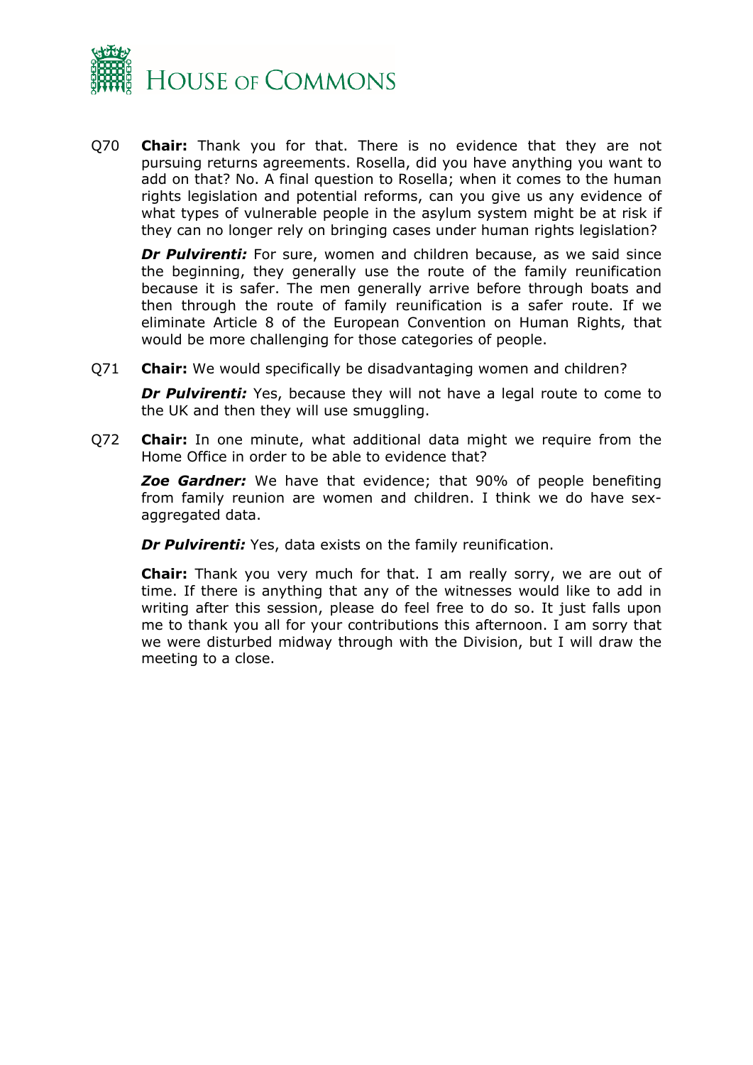Q70 **Chair:** Thank you for that. There is no evidence that they are not pursuing returns agreements. Rosella, did you have anything you want to add on that? No. A final question to Rosella; when it comes to the human rights legislation and potential reforms, can you give us any evidence of what types of vulnerable people in the asylum system might be at risk if they can no longer rely on bringing cases under human rights legislation?

***Dr Pulvirenti:*** For sure, women and children because, as we said since the beginning, they generally use the route of the family reunification because it is safer. The men generally arrive before through boats and then through the route of family reunification is a safer route. If we eliminate Article 8 of the European Convention on Human Rights, that would be more challenging for those categories of people.

Q71 **Chair:** We would specifically be disadvantaging women and children?

***Dr Pulvirenti:*** Yes, because they will not have a legal route to come to the UK and then they will use smuggling.

Q72 **Chair:** In one minute, what additional data might we require from the Home Office in order to be able to evidence that?

***Zoe Gardner:*** We have that evidence; that 90% of people benefiting from family reunion are women and children. I think we do have sex-aggregated data.

***Dr Pulvirenti:*** Yes, data exists on the family reunification.

**Chair:** Thank you very much for that. I am really sorry, we are out of time. If there is anything that any of the witnesses would like to add in writing after this session, please do feel free to do so. It just falls upon me to thank you all for your contributions this afternoon. I am sorry that we were disturbed midway through with the Division, but I will draw the meeting to a close.